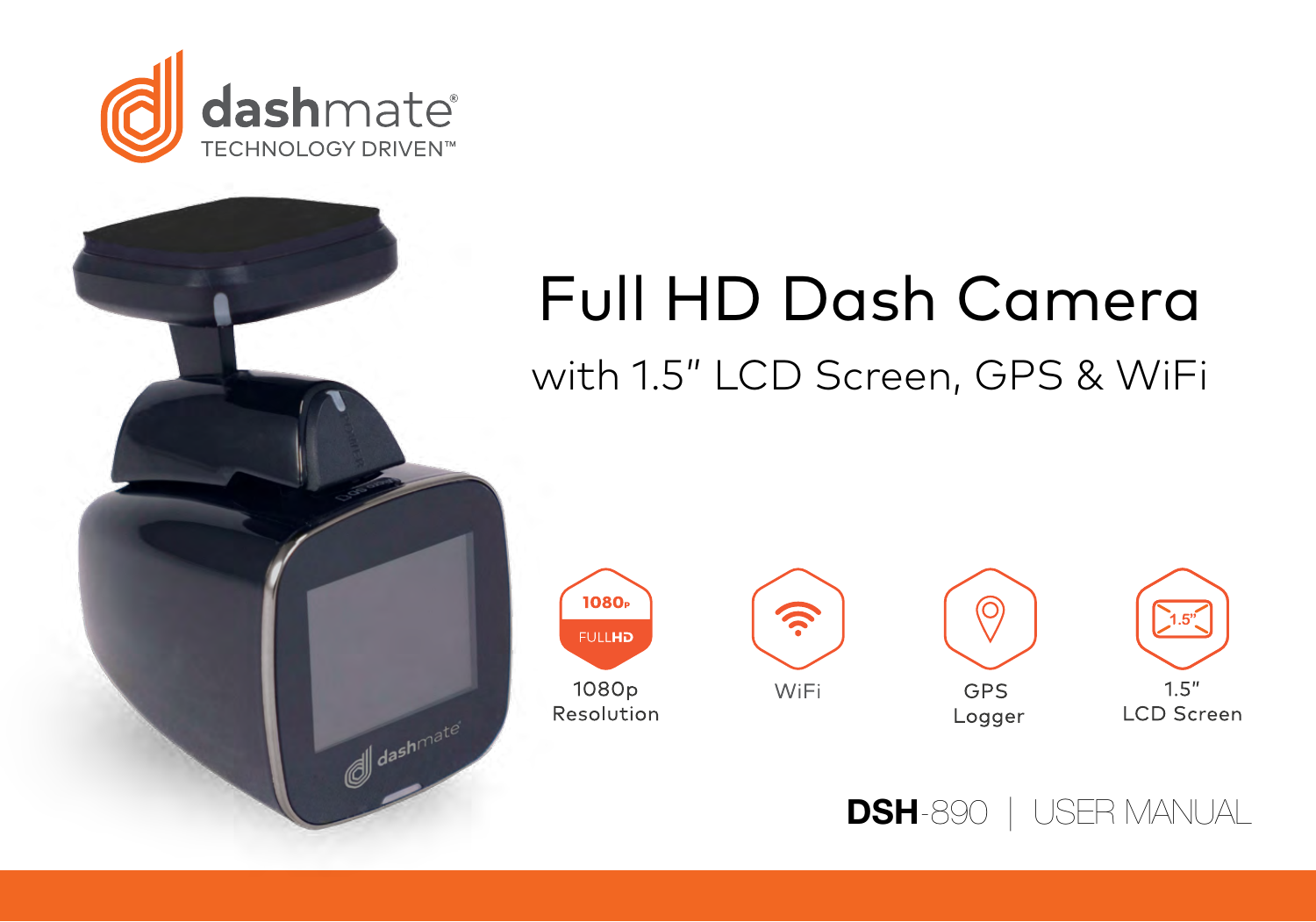dashmate®

TECHNOLOGY DRIVEN™

# Full HD Dash Camera

## with 1.5" LCD Screen, GPS & WiFi

1080p FULLHD

1080p Resolution

WiFi

GPS Logger

1.5" LCD Screen

**DSH**-890 | USER MANUAL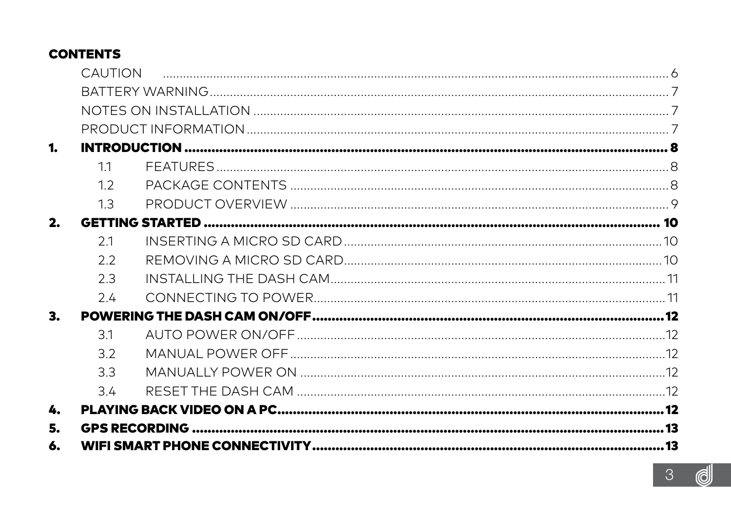**CONTENTS**

CAUTION ............ 6
BATTERY WARNING ............ 7
NOTES ON INSTALLATION ............ 7
PRODUCT INFORMATION ............ 7

**1. INTRODUCTION ............ 8**

- 1.1 FEATURES ............ 8
- 1.2 PACKAGE CONTENTS ............ 8
- 1.3 PRODUCT OVERVIEW ............ 9

**2. GETTING STARTED ............ 10**

- 2.1 INSERTING A MICRO SD CARD ............ 10
- 2.2 REMOVING A MICRO SD CARD ............ 10
- 2.3 INSTALLING THE DASH CAM ............ 11
- 2.4 CONNECTING TO POWER ............ 11

**3. POWERING THE DASH CAM ON/OFF ............ 12**

- 3.1 AUTO POWER ON/OFF ............ 12
- 3.2 MANUAL POWER OFF ............ 12
- 3.3 MANUALLY POWER ON ............ 12
- 3.4 RESET THE DASH CAM ............ 12

**4. PLAYING BACK VIDEO ON A PC ............ 12**

**5. GPS RECORDING ............ 13**

**6. WIFI SMART PHONE CONNECTIVITY ............ 13**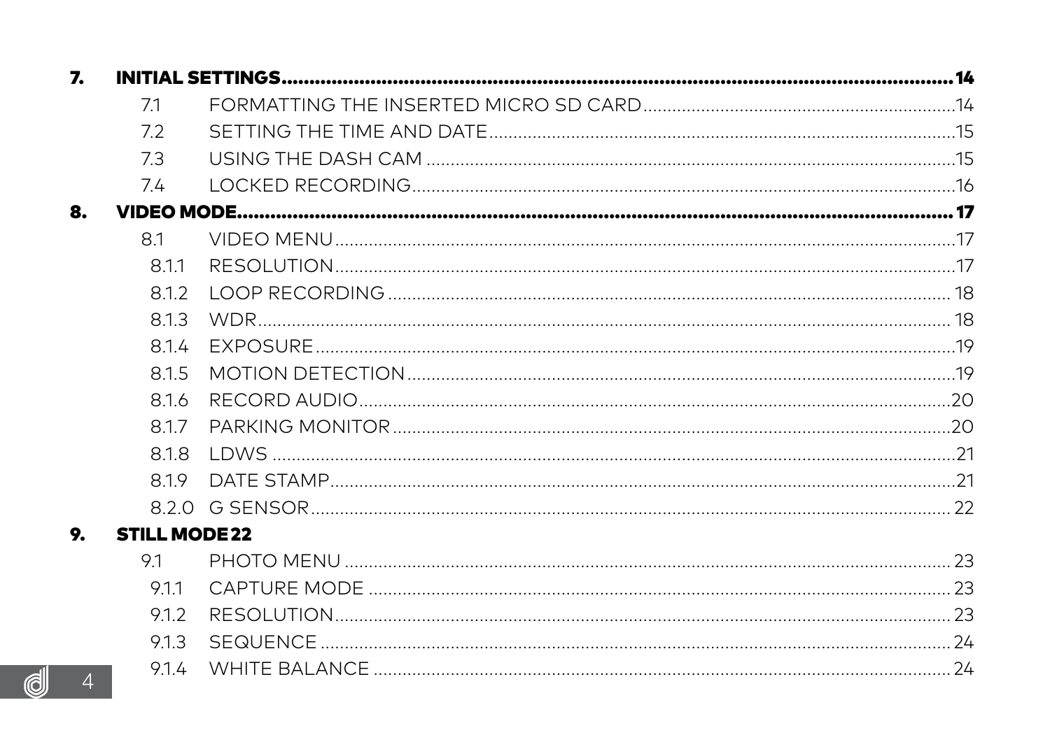**7. INITIAL SETTINGS** ........................................................ **14**

- 7.1 FORMATTING THE INSERTED MICRO SD CARD ........................ 14
- 7.2 SETTING THE TIME AND DATE ........................ 15
- 7.3 USING THE DASH CAM ........................ 15
- 7.4 LOCKED RECORDING ........................ 16

**8. VIDEO MODE** ........................................................ **17**

- 8.1 VIDEO MENU ........................ 17
- 8.1.1 RESOLUTION ........................ 17
- 8.1.2 LOOP RECORDING ........................ 18
- 8.1.3 WDR ........................ 18
- 8.1.4 EXPOSURE ........................ 19
- 8.1.5 MOTION DETECTION ........................ 19
- 8.1.6 RECORD AUDIO ........................ 20
- 8.1.7 PARKING MONITOR ........................ 20
- 8.1.8 LDWS ........................ 21
- 8.1.9 DATE STAMP ........................ 21
- 8.2.0 G SENSOR ........................ 22

**9. STILL MODE 22**

- 9.1 PHOTO MENU ........................ 23
- 9.1.1 CAPTURE MODE ........................ 23
- 9.1.2 RESOLUTION ........................ 23
- 9.1.3 SEQUENCE ........................ 24
- 9.1.4 WHITE BALANCE ........................ 24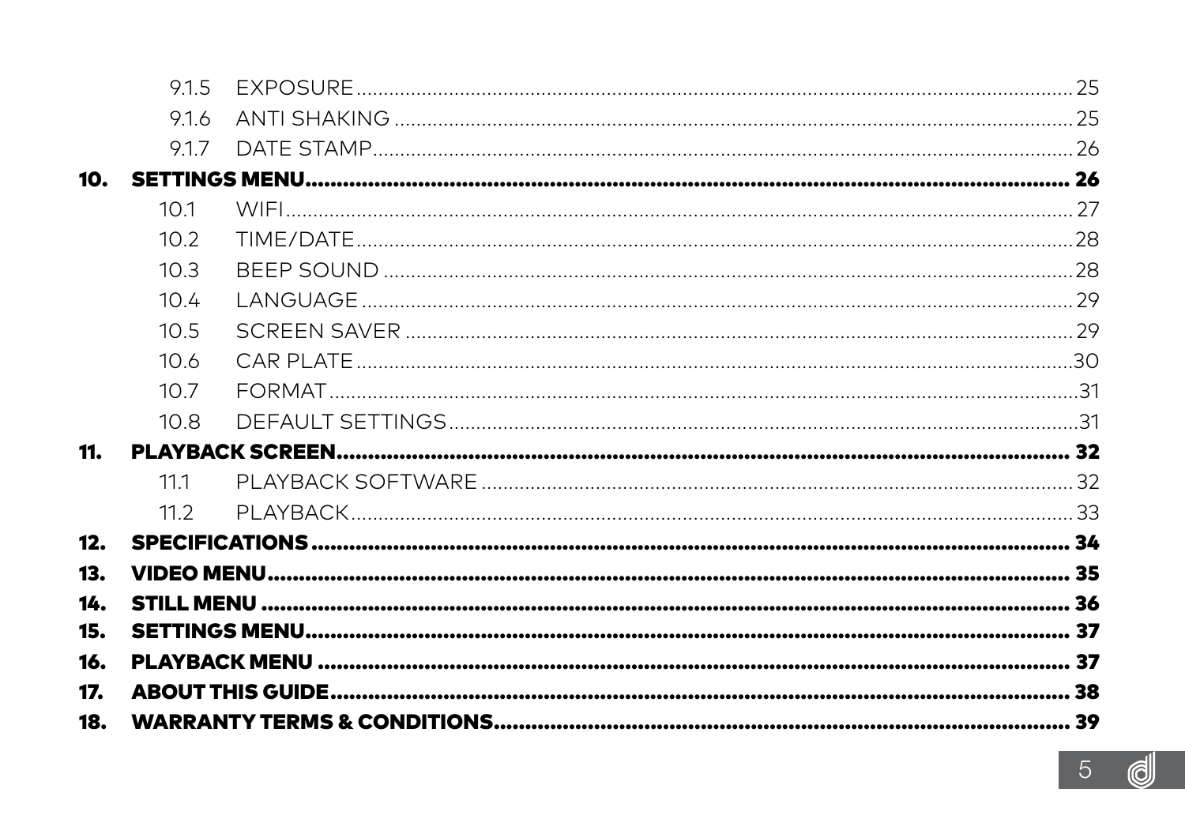9.1.5 EXPOSURE ........ 25
9.1.6 ANTI SHAKING ........ 25
9.1.7 DATE STAMP ........ 26

**10. SETTINGS MENU ........ 26**

10.1 WIFI ........ 27
10.2 TIME/DATE ........ 28
10.3 BEEP SOUND ........ 28
10.4 LANGUAGE ........ 29
10.5 SCREEN SAVER ........ 29
10.6 CAR PLATE ........ 30
10.7 FORMAT ........ 31
10.8 DEFAULT SETTINGS ........ 31

**11. PLAYBACK SCREEN ........ 32**

11.1 PLAYBACK SOFTWARE ........ 32
11.2 PLAYBACK ........ 33

**12. SPECIFICATIONS ........ 34**

**13. VIDEO MENU ........ 35**

**14. STILL MENU ........ 36**

**15. SETTINGS MENU ........ 37**

**16. PLAYBACK MENU ........ 37**

**17. ABOUT THIS GUIDE ........ 38**

**18. WARRANTY TERMS & CONDITIONS ........ 39**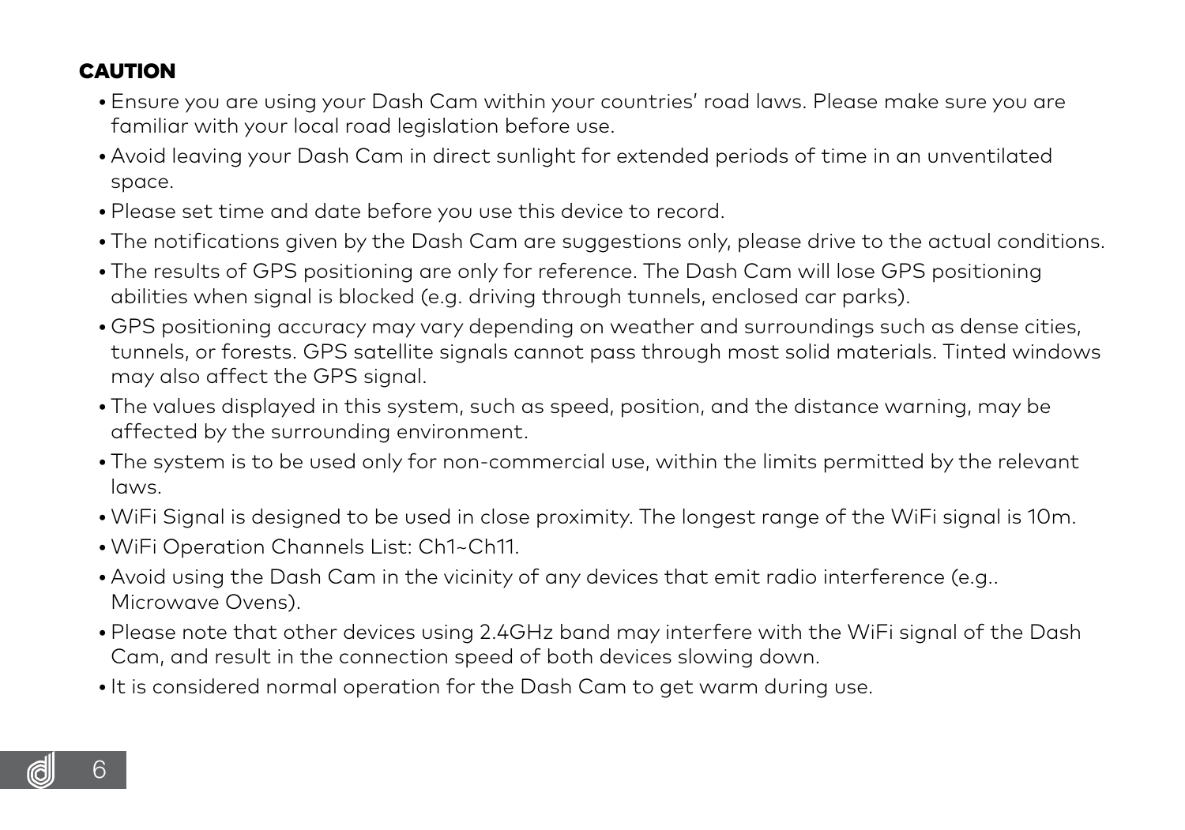## CAUTION

- Ensure you are using your Dash Cam within your countries' road laws. Please make sure you are familiar with your local road legislation before use.
- Avoid leaving your Dash Cam in direct sunlight for extended periods of time in an unventilated space.
- Please set time and date before you use this device to record.
- The notifications given by the Dash Cam are suggestions only, please drive to the actual conditions.
- The results of GPS positioning are only for reference. The Dash Cam will lose GPS positioning abilities when signal is blocked (e.g. driving through tunnels, enclosed car parks).
- GPS positioning accuracy may vary depending on weather and surroundings such as dense cities, tunnels, or forests. GPS satellite signals cannot pass through most solid materials. Tinted windows may also affect the GPS signal.
- The values displayed in this system, such as speed, position, and the distance warning, may be affected by the surrounding environment.
- The system is to be used only for non-commercial use, within the limits permitted by the relevant laws.
- WiFi Signal is designed to be used in close proximity. The longest range of the WiFi signal is 10m.
- WiFi Operation Channels List: Ch1~Ch11.
- Avoid using the Dash Cam in the vicinity of any devices that emit radio interference (e.g.. Microwave Ovens).
- Please note that other devices using 2.4GHz band may interfere with the WiFi signal of the Dash Cam, and result in the connection speed of both devices slowing down.
- It is considered normal operation for the Dash Cam to get warm during use.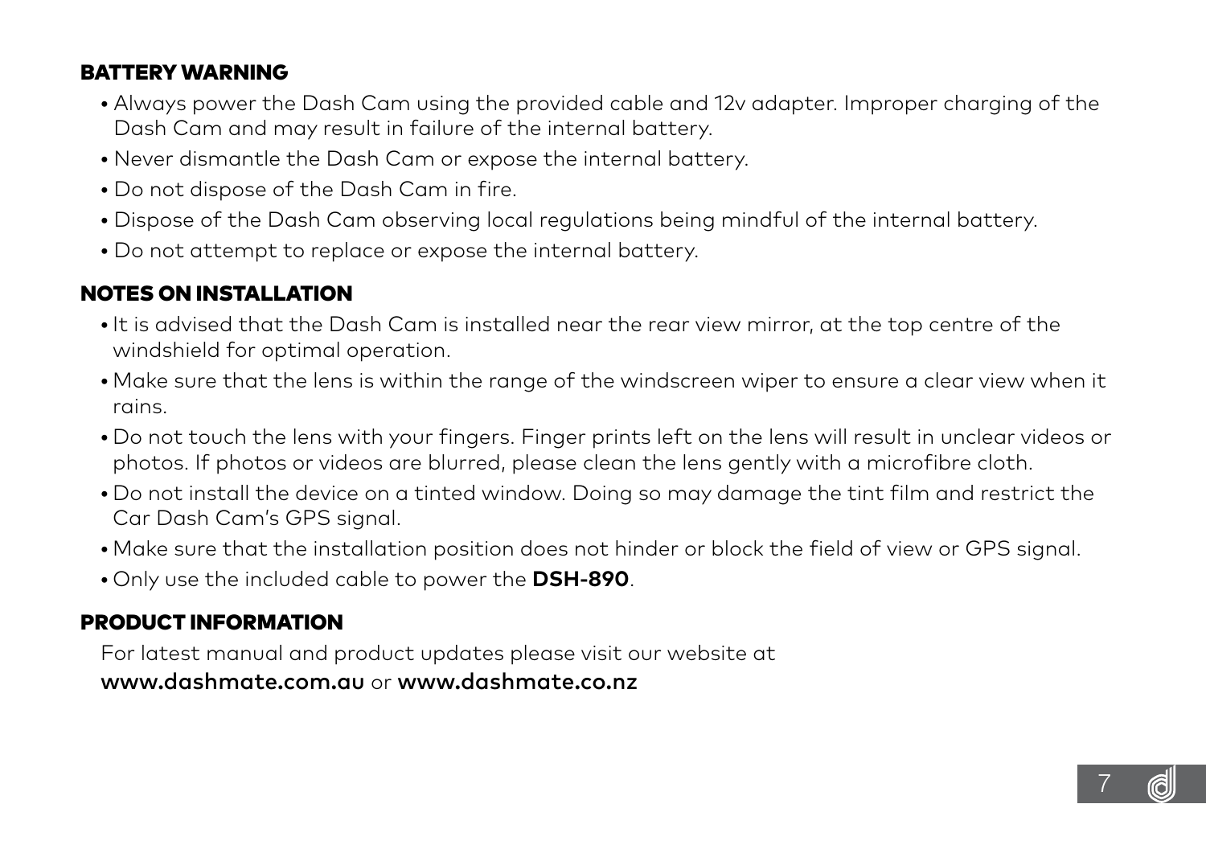## BATTERY WARNING

- Always power the Dash Cam using the provided cable and 12v adapter. Improper charging of the Dash Cam and may result in failure of the internal battery.
- Never dismantle the Dash Cam or expose the internal battery.
- Do not dispose of the Dash Cam in fire.
- Dispose of the Dash Cam observing local regulations being mindful of the internal battery.
- Do not attempt to replace or expose the internal battery.

## NOTES ON INSTALLATION

- It is advised that the Dash Cam is installed near the rear view mirror, at the top centre of the windshield for optimal operation.
- Make sure that the lens is within the range of the windscreen wiper to ensure a clear view when it rains.
- Do not touch the lens with your fingers. Finger prints left on the lens will result in unclear videos or photos. If photos or videos are blurred, please clean the lens gently with a microfibre cloth.
- Do not install the device on a tinted window. Doing so may damage the tint film and restrict the Car Dash Cam's GPS signal.
- Make sure that the installation position does not hinder or block the field of view or GPS signal.
- Only use the included cable to power the **DSH-890**.

## PRODUCT INFORMATION

For latest manual and product updates please visit our website at
**www.dashmate.com.au** or **www.dashmate.co.nz**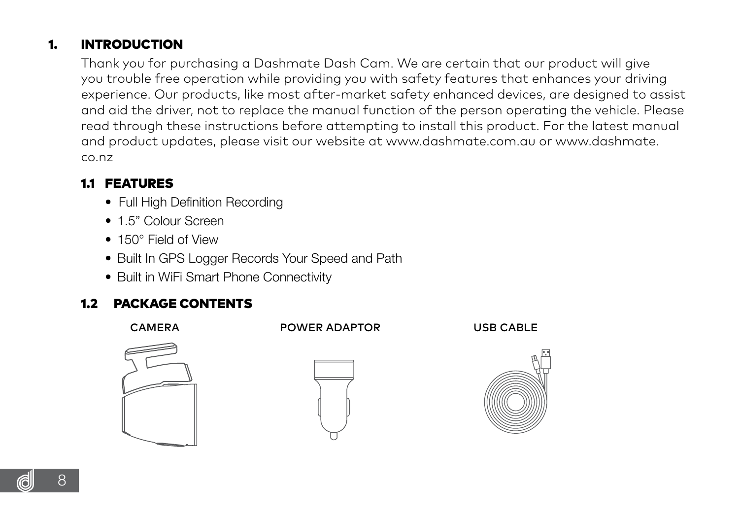# 1. INTRODUCTION

Thank you for purchasing a Dashmate Dash Cam. We are certain that our product will give you trouble free operation while providing you with safety features that enhances your driving experience. Our products, like most after-market safety enhanced devices, are designed to assist and aid the driver, not to replace the manual function of the person operating the vehicle. Please read through these instructions before attempting to install this product. For the latest manual and product updates, please visit our website at www.dashmate.com.au or www.dashmate.co.nz

## 1.1 FEATURES

- Full High Definition Recording
- 1.5" Colour Screen
- 150° Field of View
- Built In GPS Logger Records Your Speed and Path
- Built in WiFi Smart Phone Connectivity

## 1.2 PACKAGE CONTENTS

CAMERA

POWER ADAPTOR

USB CABLE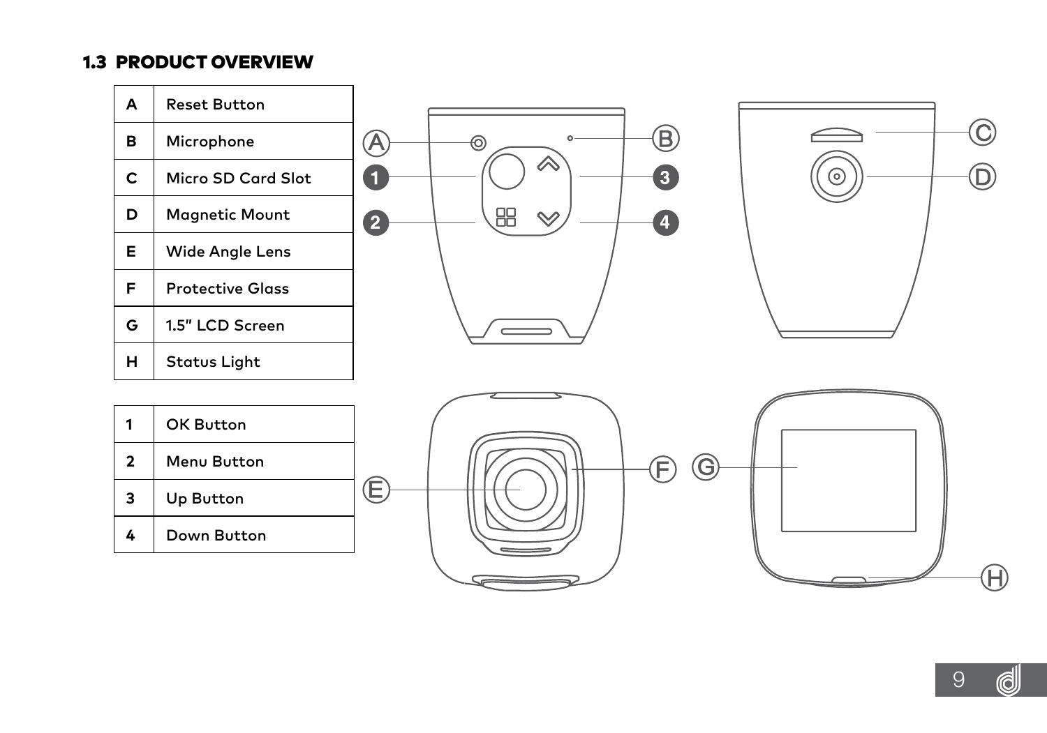## 1.3 PRODUCT OVERVIEW

| | |
|---|---|
| A | Reset Button |
| B | Microphone |
| C | Micro SD Card Slot |
| D | Magnetic Mount |
| E | Wide Angle Lens |
| F | Protective Glass |
| G | 1.5" LCD Screen |
| H | Status Light |

| | |
|---|---|
| 1 | OK Button |
| 2 | Menu Button |
| 3 | Up Button |
| 4 | Down Button |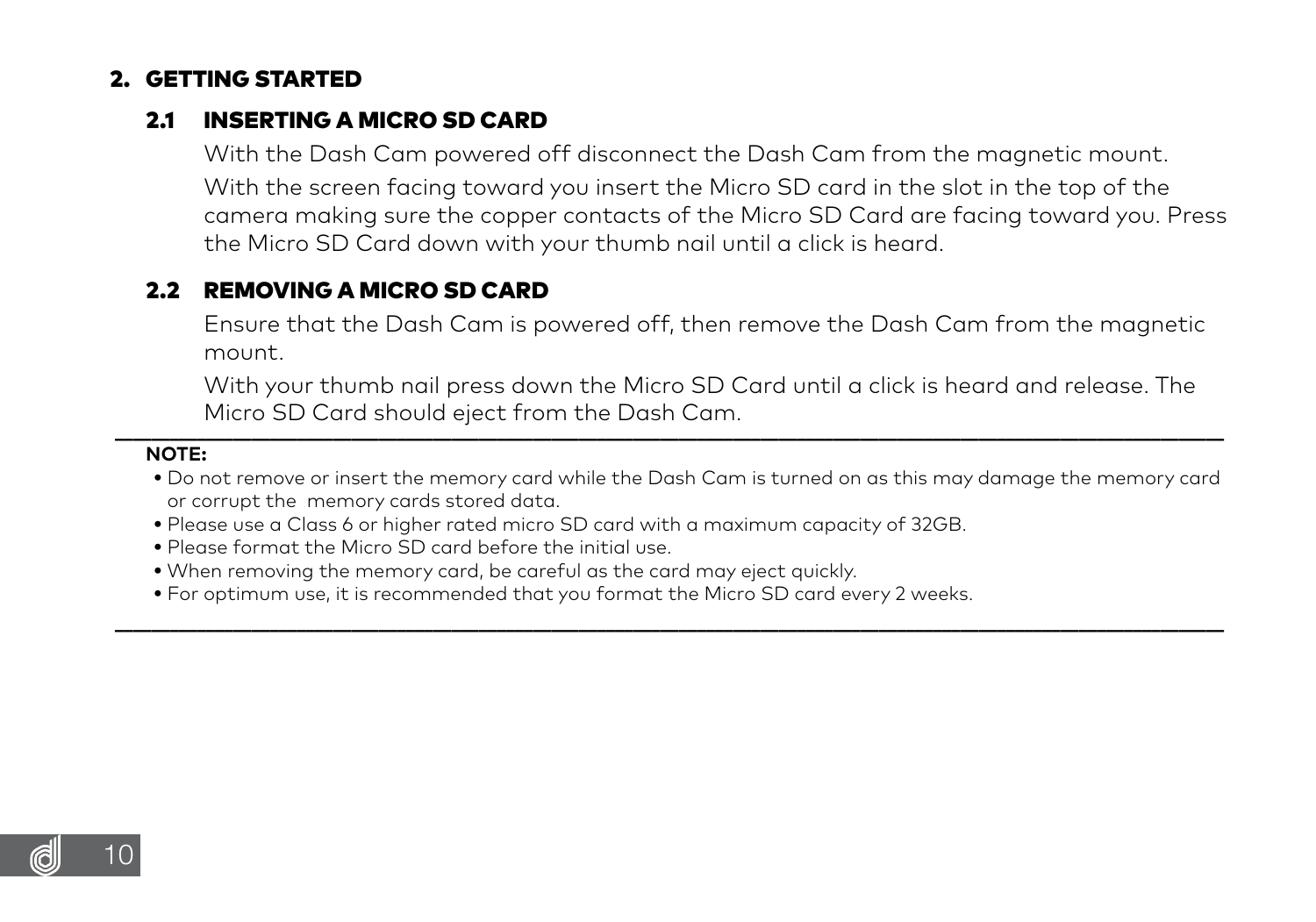## 2. GETTING STARTED

### 2.1 INSERTING A MICRO SD CARD

With the Dash Cam powered off disconnect the Dash Cam from the magnetic mount.

With the screen facing toward you insert the Micro SD card in the slot in the top of the camera making sure the copper contacts of the Micro SD Card are facing toward you. Press the Micro SD Card down with your thumb nail until a click is heard.

### 2.2 REMOVING A MICRO SD CARD

Ensure that the Dash Cam is powered off, then remove the Dash Cam from the magnetic mount.

With your thumb nail press down the Micro SD Card until a click is heard and release. The Micro SD Card should eject from the Dash Cam.

---

**NOTE:**

- Do not remove or insert the memory card while the Dash Cam is turned on as this may damage the memory card or corrupt the memory cards stored data.
- Please use a Class 6 or higher rated micro SD card with a maximum capacity of 32GB.
- Please format the Micro SD card before the initial use.
- When removing the memory card, be careful as the card may eject quickly.
- For optimum use, it is recommended that you format the Micro SD card every 2 weeks.

---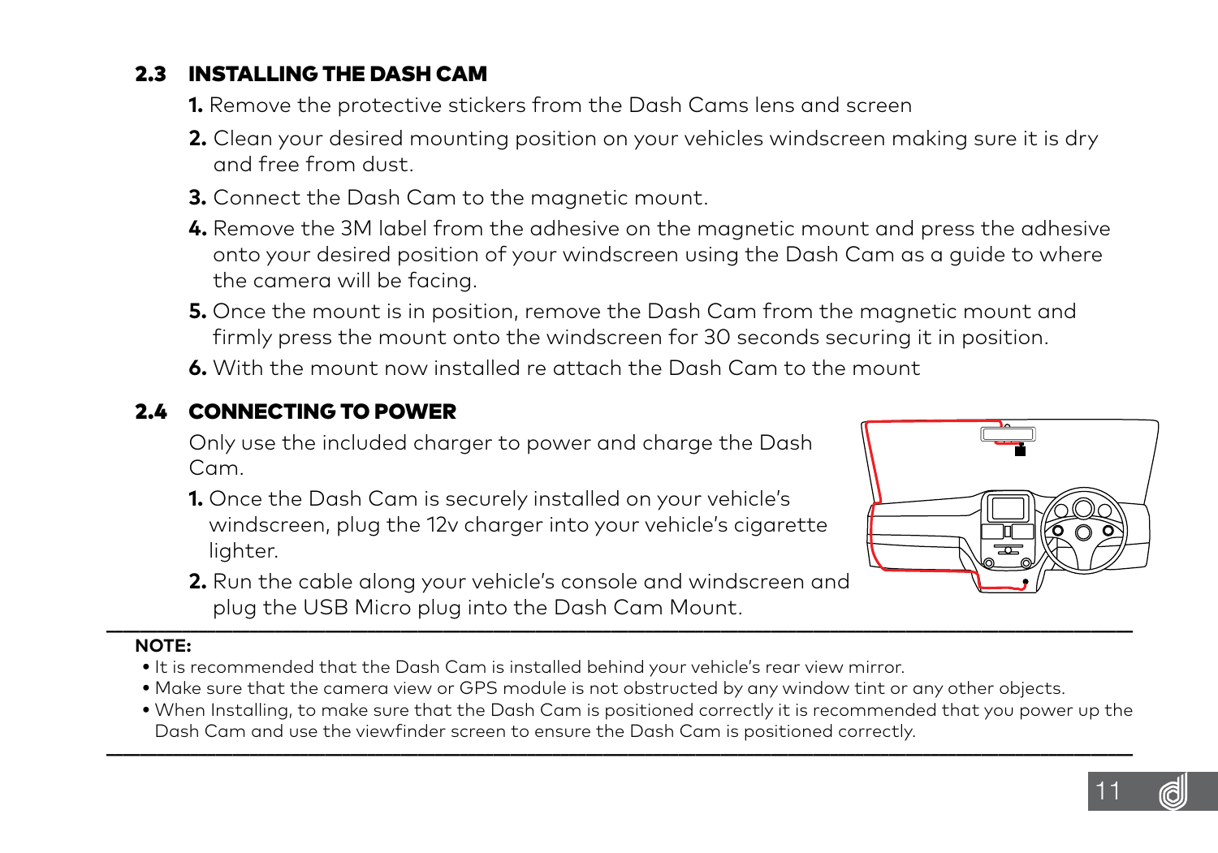## 2.3 INSTALLING THE DASH CAM

1. Remove the protective stickers from the Dash Cams lens and screen
2. Clean your desired mounting position on your vehicles windscreen making sure it is dry and free from dust.
3. Connect the Dash Cam to the magnetic mount.
4. Remove the 3M label from the adhesive on the magnetic mount and press the adhesive onto your desired position of your windscreen using the Dash Cam as a guide to where the camera will be facing.
5. Once the mount is in position, remove the Dash Cam from the magnetic mount and firmly press the mount onto the windscreen for 30 seconds securing it in position.
6. With the mount now installed re attach the Dash Cam to the mount

## 2.4 CONNECTING TO POWER

Only use the included charger to power and charge the Dash Cam.

1. Once the Dash Cam is securely installed on your vehicle's windscreen, plug the 12v charger into your vehicle's cigarette lighter.
2. Run the cable along your vehicle's console and windscreen and plug the USB Micro plug into the Dash Cam Mount.

---

**NOTE:**

- It is recommended that the Dash Cam is installed behind your vehicle's rear view mirror.
- Make sure that the camera view or GPS module is not obstructed by any window tint or any other objects.
- When Installing, to make sure that the Dash Cam is positioned correctly it is recommended that you power up the Dash Cam and use the viewfinder screen to ensure the Dash Cam is positioned correctly.

---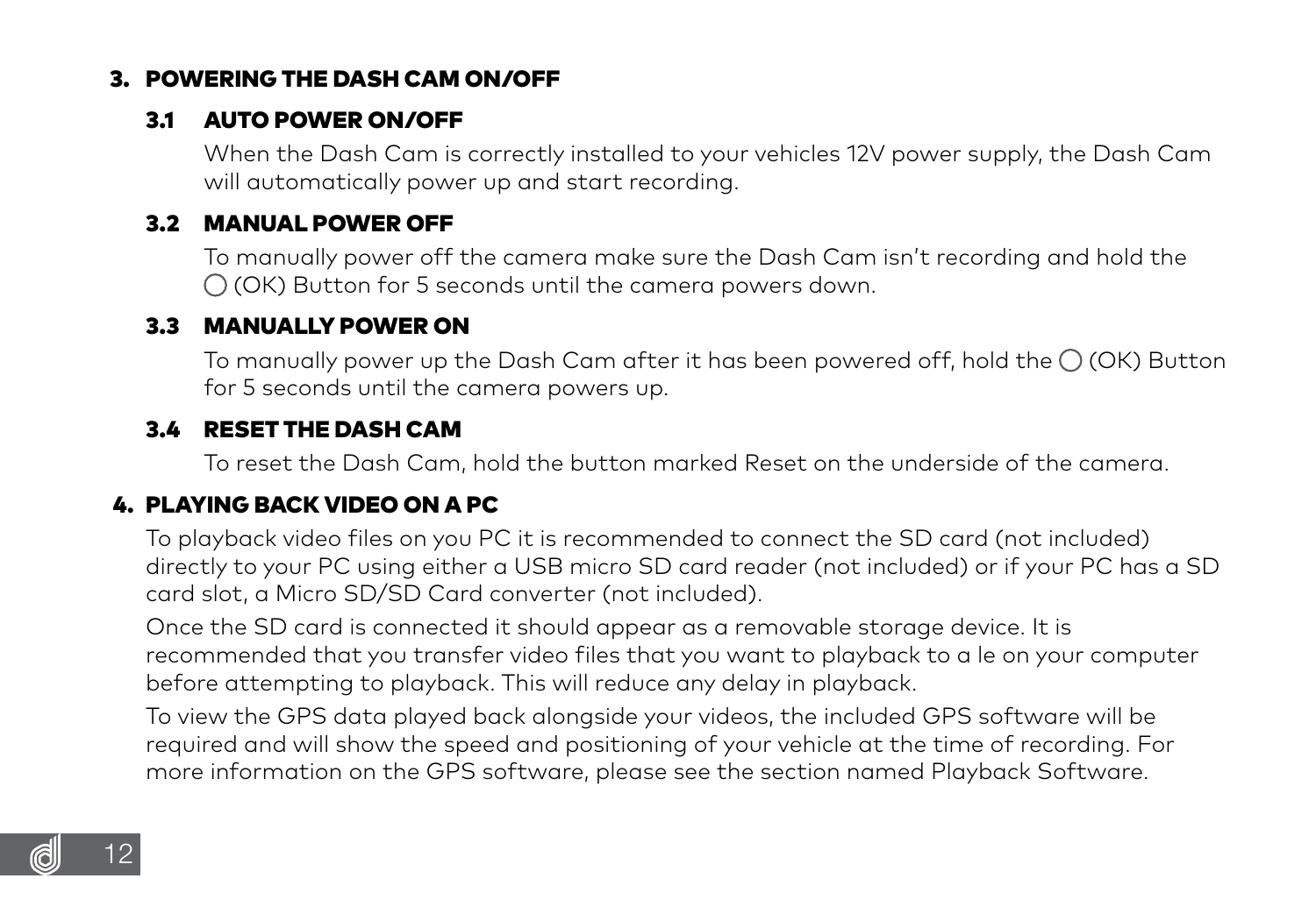## 3. POWERING THE DASH CAM ON/OFF

### 3.1 AUTO POWER ON/OFF

When the Dash Cam is correctly installed to your vehicles 12V power supply, the Dash Cam will automatically power up and start recording.

### 3.2 MANUAL POWER OFF

To manually power off the camera make sure the Dash Cam isn't recording and hold the ◯ (OK) Button for 5 seconds until the camera powers down.

### 3.3 MANUALLY POWER ON

To manually power up the Dash Cam after it has been powered off, hold the ◯ (OK) Button for 5 seconds until the camera powers up.

### 3.4 RESET THE DASH CAM

To reset the Dash Cam, hold the button marked Reset on the underside of the camera.

## 4. PLAYING BACK VIDEO ON A PC

To playback video files on you PC it is recommended to connect the SD card (not included) directly to your PC using either a USB micro SD card reader (not included) or if your PC has a SD card slot, a Micro SD/SD Card converter (not included).

Once the SD card is connected it should appear as a removable storage device. It is recommended that you transfer video files that you want to playback to a le on your computer before attempting to playback. This will reduce any delay in playback.

To view the GPS data played back alongside your videos, the included GPS software will be required and will show the speed and positioning of your vehicle at the time of recording. For more information on the GPS software, please see the section named Playback Software.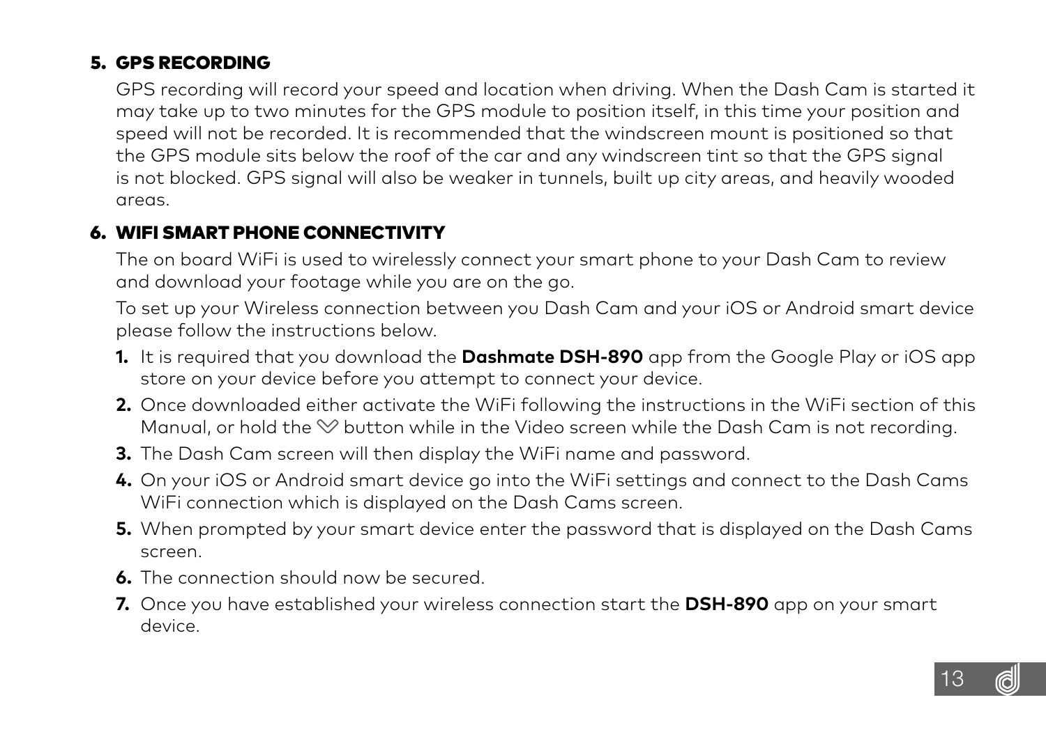## 5. GPS RECORDING

GPS recording will record your speed and location when driving. When the Dash Cam is started it may take up to two minutes for the GPS module to position itself, in this time your position and speed will not be recorded. It is recommended that the windscreen mount is positioned so that the GPS module sits below the roof of the car and any windscreen tint so that the GPS signal is not blocked. GPS signal will also be weaker in tunnels, built up city areas, and heavily wooded areas.

## 6. WIFI SMART PHONE CONNECTIVITY

The on board WiFi is used to wirelessly connect your smart phone to your Dash Cam to review and download your footage while you are on the go.

To set up your Wireless connection between you Dash Cam and your iOS or Android smart device please follow the instructions below.

1. It is required that you download the **Dashmate DSH-890** app from the Google Play or iOS app store on your device before you attempt to connect your device.
2. Once downloaded either activate the WiFi following the instructions in the WiFi section of this Manual, or hold the ♡ button while in the Video screen while the Dash Cam is not recording.
3. The Dash Cam screen will then display the WiFi name and password.
4. On your iOS or Android smart device go into the WiFi settings and connect to the Dash Cams WiFi connection which is displayed on the Dash Cams screen.
5. When prompted by your smart device enter the password that is displayed on the Dash Cams screen.
6. The connection should now be secured.
7. Once you have established your wireless connection start the **DSH-890** app on your smart device.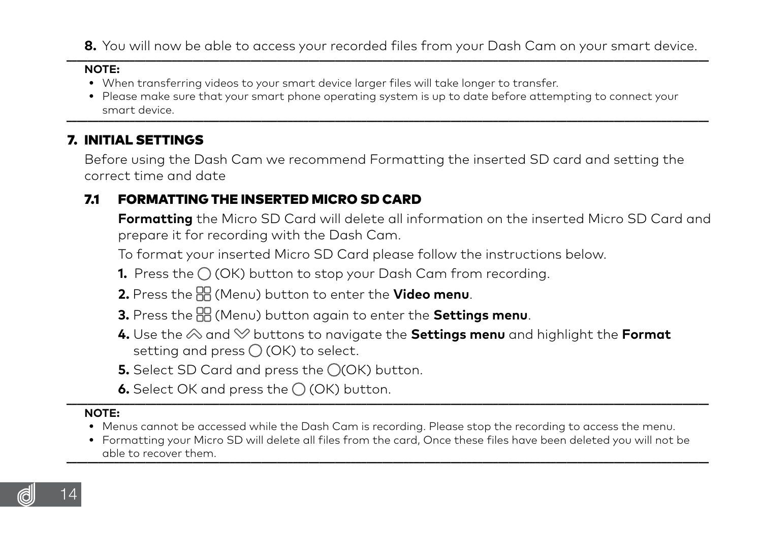**8.** You will now be able to access your recorded files from your Dash Cam on your smart device.

---

**NOTE:**

- When transferring videos to your smart device larger files will take longer to transfer.
- Please make sure that your smart phone operating system is up to date before attempting to connect your smart device.

---

## 7. INITIAL SETTINGS

Before using the Dash Cam we recommend Formatting the inserted SD card and setting the correct time and date

### 7.1 FORMATTING THE INSERTED MICRO SD CARD

**Formatting** the Micro SD Card will delete all information on the inserted Micro SD Card and prepare it for recording with the Dash Cam.

To format your inserted Micro SD Card please follow the instructions below.

**1.** Press the ◯ (OK) button to stop your Dash Cam from recording.

**2.** Press the (Menu) button to enter the **Video menu**.

**3.** Press the (Menu) button again to enter the **Settings menu**.

**4.** Use the and buttons to navigate the **Settings menu** and highlight the **Format** setting and press ◯ (OK) to select.

**5.** Select SD Card and press the ◯(OK) button.

**6.** Select OK and press the ◯ (OK) button.

---

**NOTE:**

- Menus cannot be accessed while the Dash Cam is recording. Please stop the recording to access the menu.
- Formatting your Micro SD will delete all files from the card, Once these files have been deleted you will not be able to recover them.

---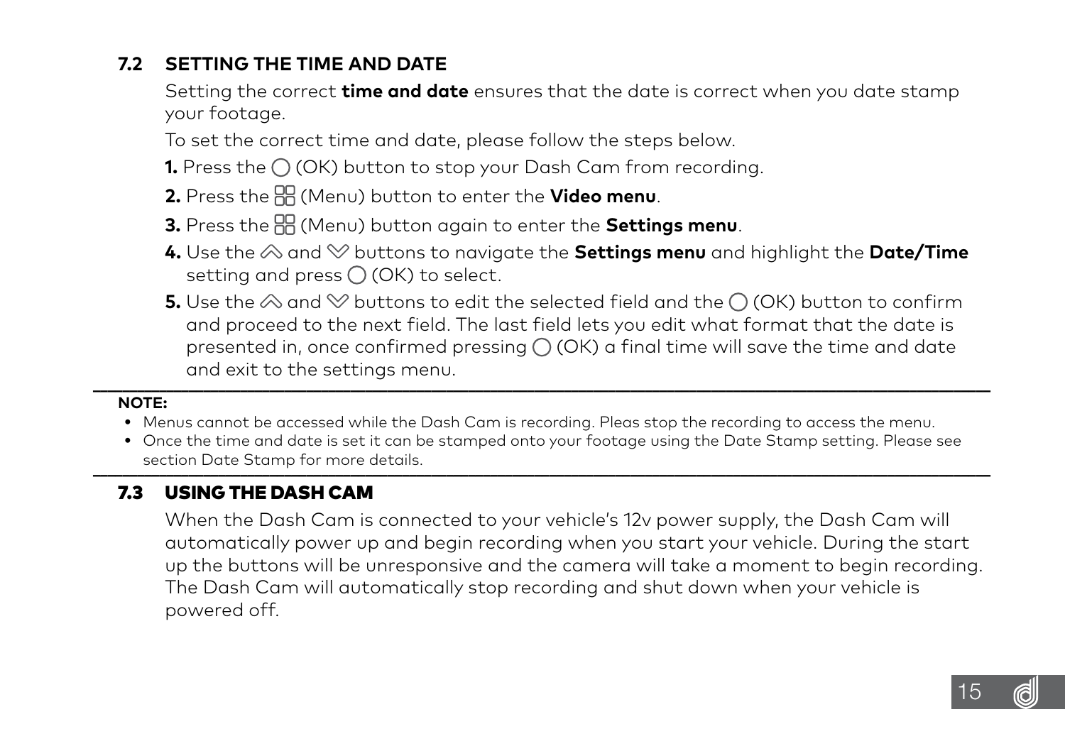## 7.2 SETTING THE TIME AND DATE

Setting the correct **time and date** ensures that the date is correct when you date stamp your footage.

To set the correct time and date, please follow the steps below.

**1.** Press the ◯ (OK) button to stop your Dash Cam from recording.

**2.** Press the ⊞ (Menu) button to enter the **Video menu**.

**3.** Press the ⊞ (Menu) button again to enter the **Settings menu**.

**4.** Use the ︽ and ︾ buttons to navigate the **Settings menu** and highlight the **Date/Time** setting and press ◯ (OK) to select.

**5.** Use the ︽ and ︾ buttons to edit the selected field and the ◯ (OK) button to confirm and proceed to the next field. The last field lets you edit what format that the date is presented in, once confirmed pressing ◯ (OK) a final time will save the time and date and exit to the settings menu.

---

**NOTE:**

- Menus cannot be accessed while the Dash Cam is recording. Pleas stop the recording to access the menu.
- Once the time and date is set it can be stamped onto your footage using the Date Stamp setting. Please see section Date Stamp for more details.

---

## 7.3 USING THE DASH CAM

When the Dash Cam is connected to your vehicle's 12v power supply, the Dash Cam will automatically power up and begin recording when you start your vehicle. During the start up the buttons will be unresponsive and the camera will take a moment to begin recording. The Dash Cam will automatically stop recording and shut down when your vehicle is powered off.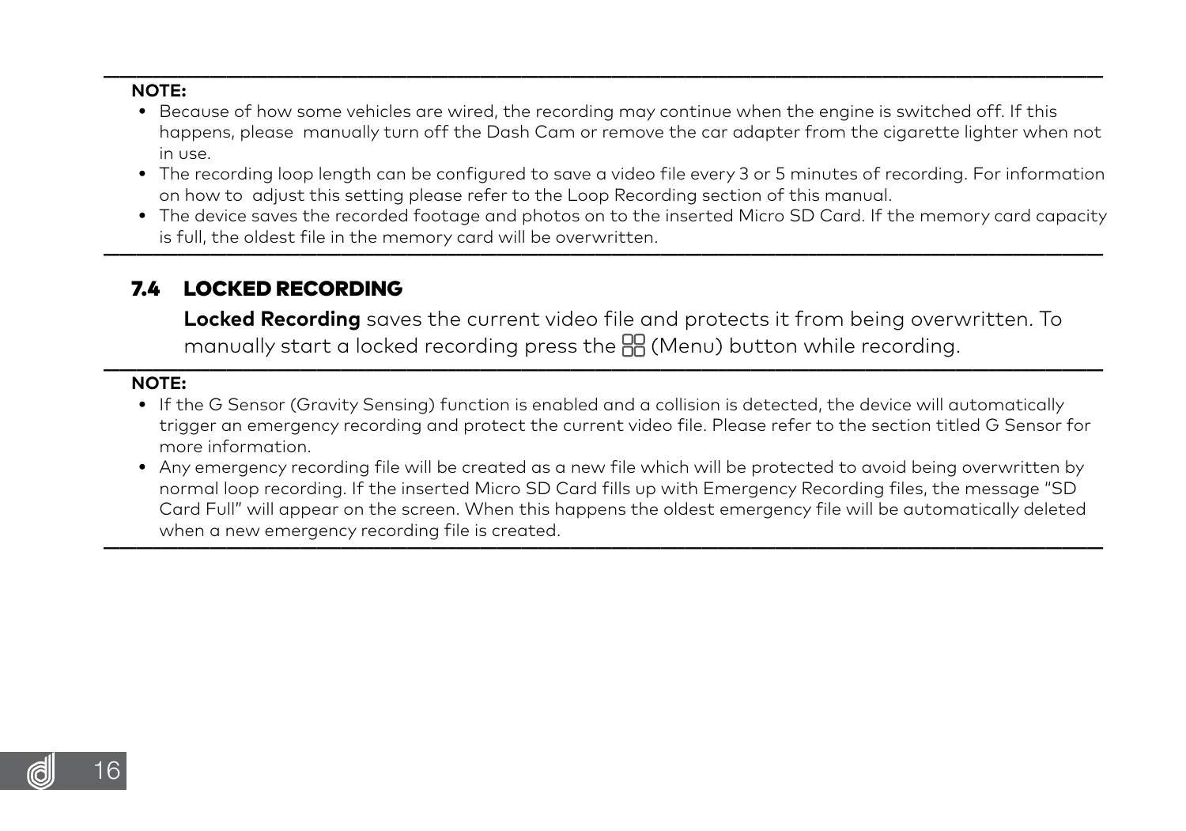**NOTE:**

- Because of how some vehicles are wired, the recording may continue when the engine is switched off. If this happens, please manually turn off the Dash Cam or remove the car adapter from the cigarette lighter when not in use.
- The recording loop length can be configured to save a video file every 3 or 5 minutes of recording. For information on how to adjust this setting please refer to the Loop Recording section of this manual.
- The device saves the recorded footage and photos on to the inserted Micro SD Card. If the memory card capacity is full, the oldest file in the memory card will be overwritten.

## 7.4 LOCKED RECORDING

**Locked Recording** saves the current video file and protects it from being overwritten. To manually start a locked recording press the (Menu) button while recording.

**NOTE:**

- If the G Sensor (Gravity Sensing) function is enabled and a collision is detected, the device will automatically trigger an emergency recording and protect the current video file. Please refer to the section titled G Sensor for more information.
- Any emergency recording file will be created as a new file which will be protected to avoid being overwritten by normal loop recording. If the inserted Micro SD Card fills up with Emergency Recording files, the message "SD Card Full" will appear on the screen. When this happens the oldest emergency file will be automatically deleted when a new emergency recording file is created.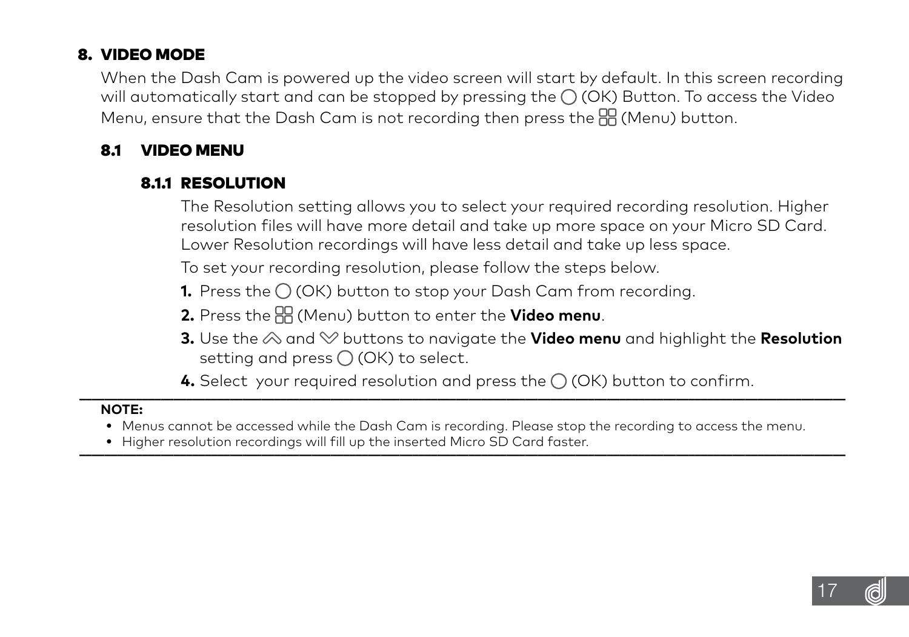# 8. VIDEO MODE

When the Dash Cam is powered up the video screen will start by default. In this screen recording will automatically start and can be stopped by pressing the ◯ (OK) Button. To access the Video Menu, ensure that the Dash Cam is not recording then press the 88 (Menu) button.

## 8.1 VIDEO MENU

### 8.1.1 RESOLUTION

The Resolution setting allows you to select your required recording resolution. Higher resolution files will have more detail and take up more space on your Micro SD Card. Lower Resolution recordings will have less detail and take up less space.

To set your recording resolution, please follow the steps below.

1. Press the ◯ (OK) button to stop your Dash Cam from recording.
2. Press the 88 (Menu) button to enter the **Video menu**.
3. Use the ︽ and ︾ buttons to navigate the **Video menu** and highlight the **Resolution** setting and press ◯ (OK) to select.
4. Select your required resolution and press the ◯ (OK) button to confirm.

---

**NOTE:**

- Menus cannot be accessed while the Dash Cam is recording. Please stop the recording to access the menu.
- Higher resolution recordings will fill up the inserted Micro SD Card faster.

---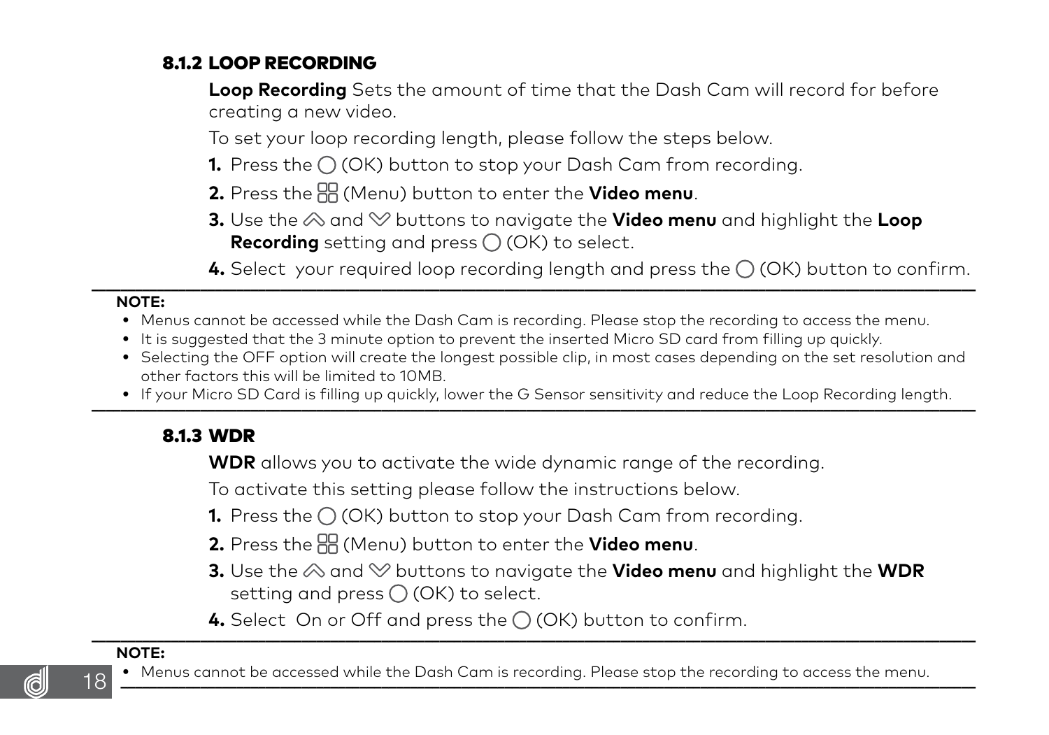### 8.1.2 LOOP RECORDING

**Loop Recording** Sets the amount of time that the Dash Cam will record for before creating a new video.

To set your loop recording length, please follow the steps below.

1. Press the ◯ (OK) button to stop your Dash Cam from recording.
2. Press the ⊞ (Menu) button to enter the **Video menu**.
3. Use the ︽ and ︾ buttons to navigate the **Video menu** and highlight the **Loop Recording** setting and press ◯ (OK) to select.
4. Select your required loop recording length and press the ◯ (OK) button to confirm.

---

**NOTE:**

- Menus cannot be accessed while the Dash Cam is recording. Please stop the recording to access the menu.
- It is suggested that the 3 minute option to prevent the inserted Micro SD card from filling up quickly.
- Selecting the OFF option will create the longest possible clip, in most cases depending on the set resolution and other factors this will be limited to 10MB.
- If your Micro SD Card is filling up quickly, lower the G Sensor sensitivity and reduce the Loop Recording length.

---

### 8.1.3 WDR

**WDR** allows you to activate the wide dynamic range of the recording.

To activate this setting please follow the instructions below.

1. Press the ◯ (OK) button to stop your Dash Cam from recording.
2. Press the ⊞ (Menu) button to enter the **Video menu**.
3. Use the ︽ and ︾ buttons to navigate the **Video menu** and highlight the **WDR** setting and press ◯ (OK) to select.
4. Select On or Off and press the ◯ (OK) button to confirm.

---

**NOTE:**

- Menus cannot be accessed while the Dash Cam is recording. Please stop the recording to access the menu.

---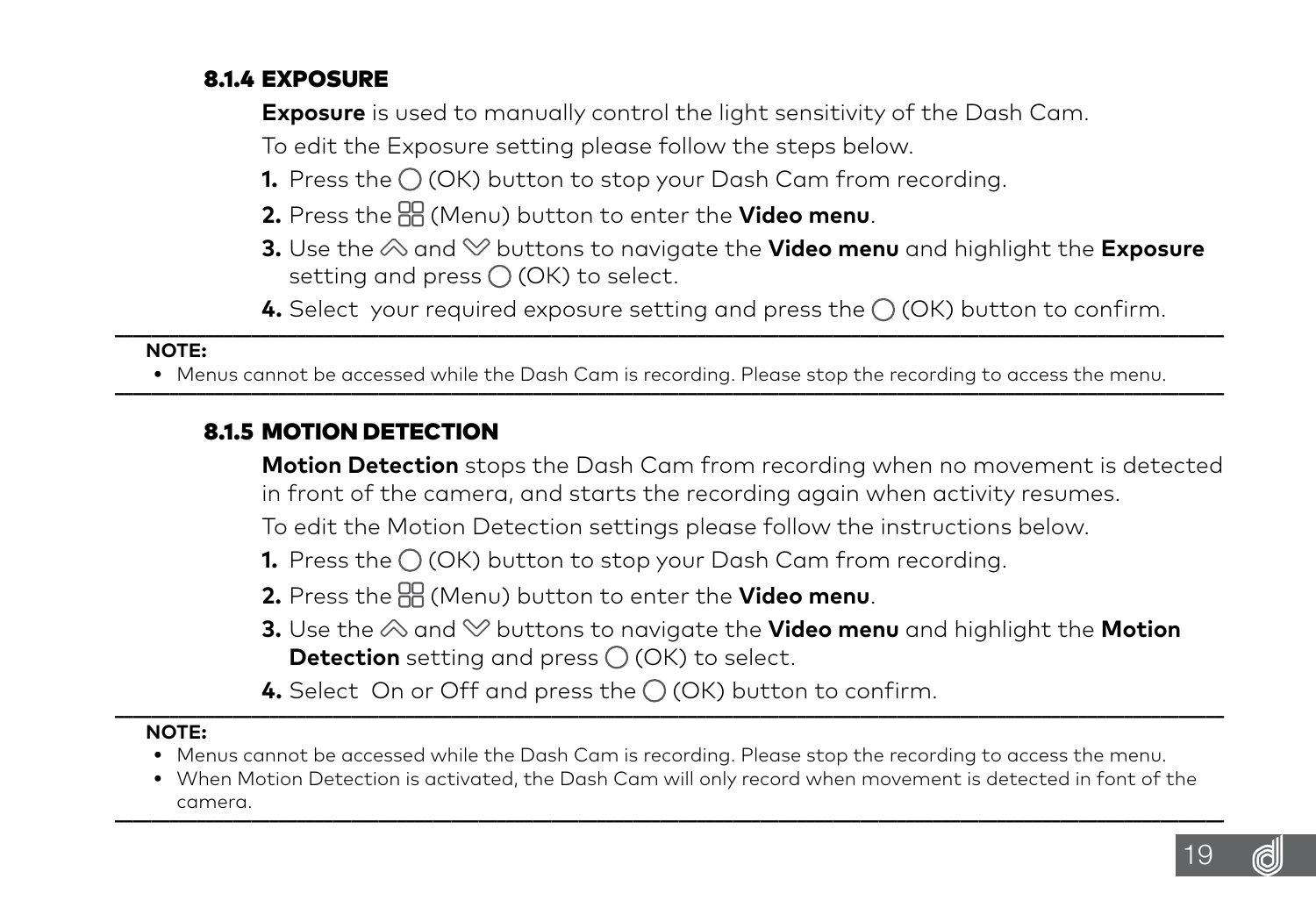### 8.1.4 EXPOSURE

**Exposure** is used to manually control the light sensitivity of the Dash Cam.

To edit the Exposure setting please follow the steps below.

1. Press the ◯ (OK) button to stop your Dash Cam from recording.
2. Press the ⊞ (Menu) button to enter the **Video menu**.
3. Use the ︽ and ︾ buttons to navigate the **Video menu** and highlight the **Exposure** setting and press ◯ (OK) to select.
4. Select your required exposure setting and press the ◯ (OK) button to confirm.

---

**NOTE:**

- Menus cannot be accessed while the Dash Cam is recording. Please stop the recording to access the menu.

---

### 8.1.5 MOTION DETECTION

**Motion Detection** stops the Dash Cam from recording when no movement is detected in front of the camera, and starts the recording again when activity resumes.

To edit the Motion Detection settings please follow the instructions below.

1. Press the ◯ (OK) button to stop your Dash Cam from recording.
2. Press the ⊞ (Menu) button to enter the **Video menu**.
3. Use the ︽ and ︾ buttons to navigate the **Video menu** and highlight the **Motion Detection** setting and press ◯ (OK) to select.
4. Select On or Off and press the ◯ (OK) button to confirm.

---

**NOTE:**

- Menus cannot be accessed while the Dash Cam is recording. Please stop the recording to access the menu.
- When Motion Detection is activated, the Dash Cam will only record when movement is detected in font of the camera.

---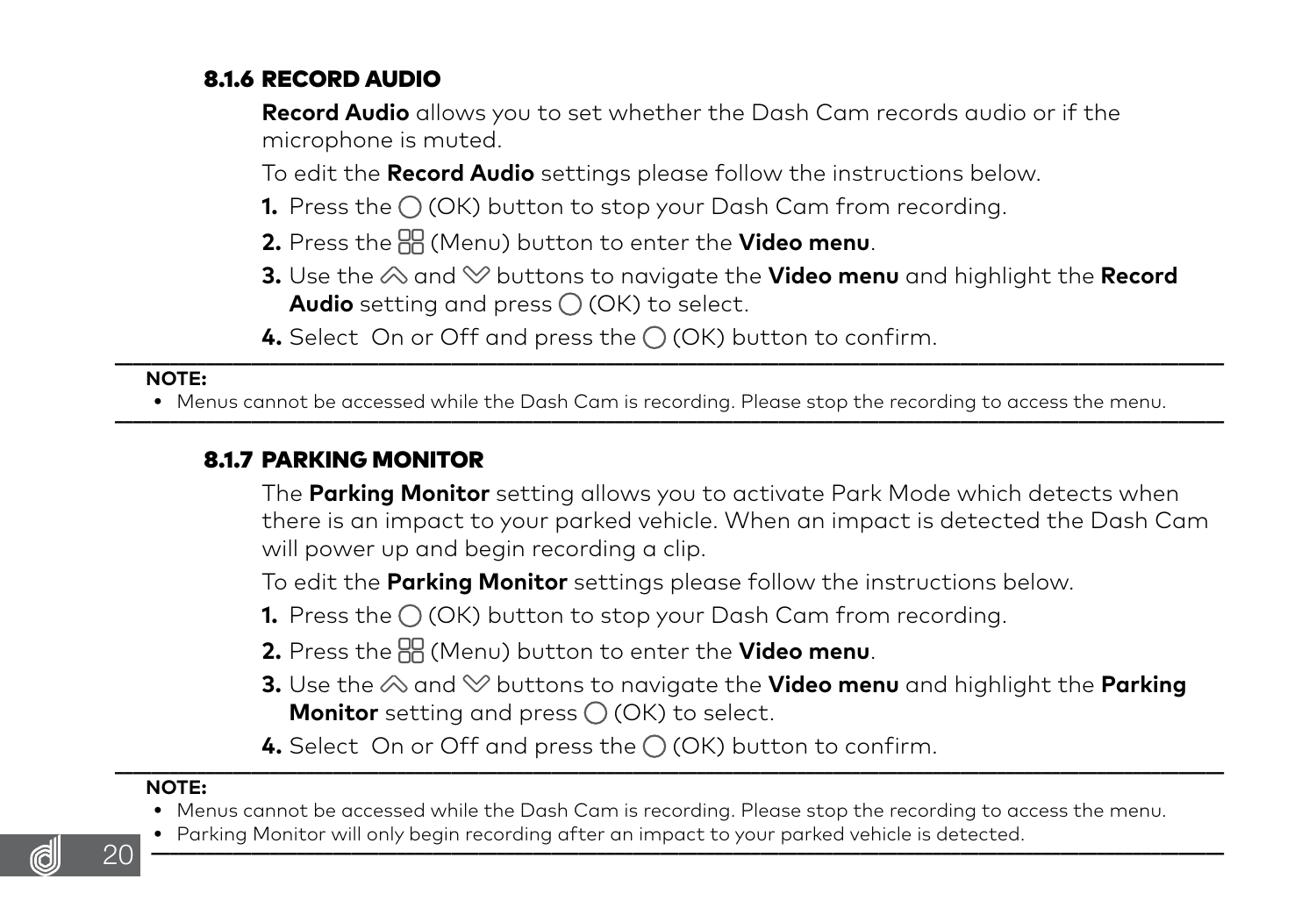### 8.1.6 RECORD AUDIO

**Record Audio** allows you to set whether the Dash Cam records audio or if the microphone is muted.

To edit the **Record Audio** settings please follow the instructions below.

1. Press the ◯ (OK) button to stop your Dash Cam from recording.
2. Press the 田 (Menu) button to enter the **Video menu**.
3. Use the ︽ and ︾ buttons to navigate the **Video menu** and highlight the **Record Audio** setting and press ◯ (OK) to select.
4. Select On or Off and press the ◯ (OK) button to confirm.

---

**NOTE:**

- Menus cannot be accessed while the Dash Cam is recording. Please stop the recording to access the menu.

---

### 8.1.7 PARKING MONITOR

The **Parking Monitor** setting allows you to activate Park Mode which detects when there is an impact to your parked vehicle. When an impact is detected the Dash Cam will power up and begin recording a clip.

To edit the **Parking Monitor** settings please follow the instructions below.

1. Press the ◯ (OK) button to stop your Dash Cam from recording.
2. Press the 田 (Menu) button to enter the **Video menu**.
3. Use the ︽ and ︾ buttons to navigate the **Video menu** and highlight the **Parking Monitor** setting and press ◯ (OK) to select.
4. Select On or Off and press the ◯ (OK) button to confirm.

---

**NOTE:**

- Menus cannot be accessed while the Dash Cam is recording. Please stop the recording to access the menu.
- Parking Monitor will only begin recording after an impact to your parked vehicle is detected.

---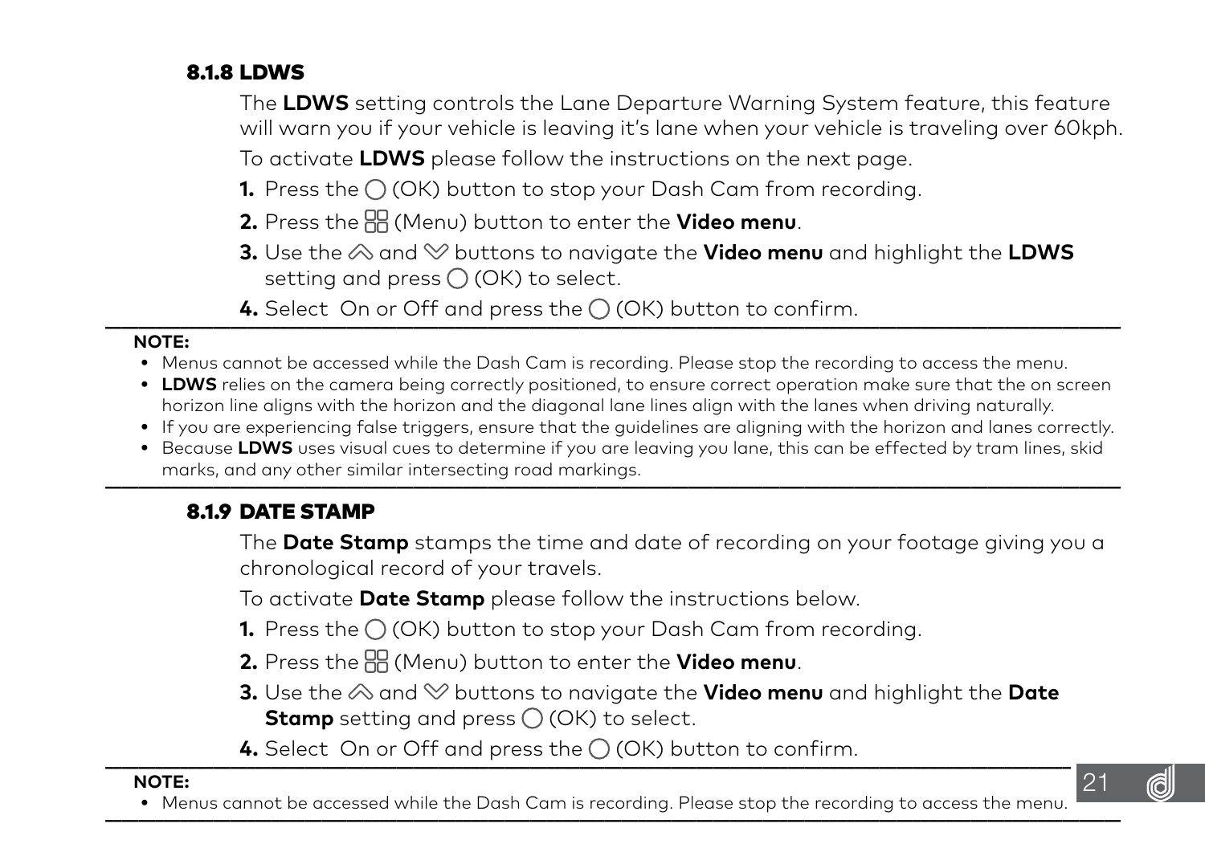### 8.1.8 LDWS

The **LDWS** setting controls the Lane Departure Warning System feature, this feature will warn you if your vehicle is leaving it's lane when your vehicle is traveling over 60kph.

To activate **LDWS** please follow the instructions on the next page.

1. Press the ◯ (OK) button to stop your Dash Cam from recording.
2. Press the (Menu) button to enter the **Video menu**.
3. Use the and buttons to navigate the **Video menu** and highlight the **LDWS** setting and press ◯ (OK) to select.
4. Select On or Off and press the ◯ (OK) button to confirm.

---

**NOTE:**

- Menus cannot be accessed while the Dash Cam is recording. Please stop the recording to access the menu.
- **LDWS** relies on the camera being correctly positioned, to ensure correct operation make sure that the on screen horizon line aligns with the horizon and the diagonal lane lines align with the lanes when driving naturally.
- If you are experiencing false triggers, ensure that the guidelines are aligning with the horizon and lanes correctly.
- Because **LDWS** uses visual cues to determine if you are leaving you lane, this can be effected by tram lines, skid marks, and any other similar intersecting road markings.

---

### 8.1.9 DATE STAMP

The **Date Stamp** stamps the time and date of recording on your footage giving you a chronological record of your travels.

To activate **Date Stamp** please follow the instructions below.

1. Press the ◯ (OK) button to stop your Dash Cam from recording.
2. Press the (Menu) button to enter the **Video menu**.
3. Use the and buttons to navigate the **Video menu** and highlight the **Date Stamp** setting and press ◯ (OK) to select.
4. Select On or Off and press the ◯ (OK) button to confirm.

---

**NOTE:**

- Menus cannot be accessed while the Dash Cam is recording. Please stop the recording to access the menu.

---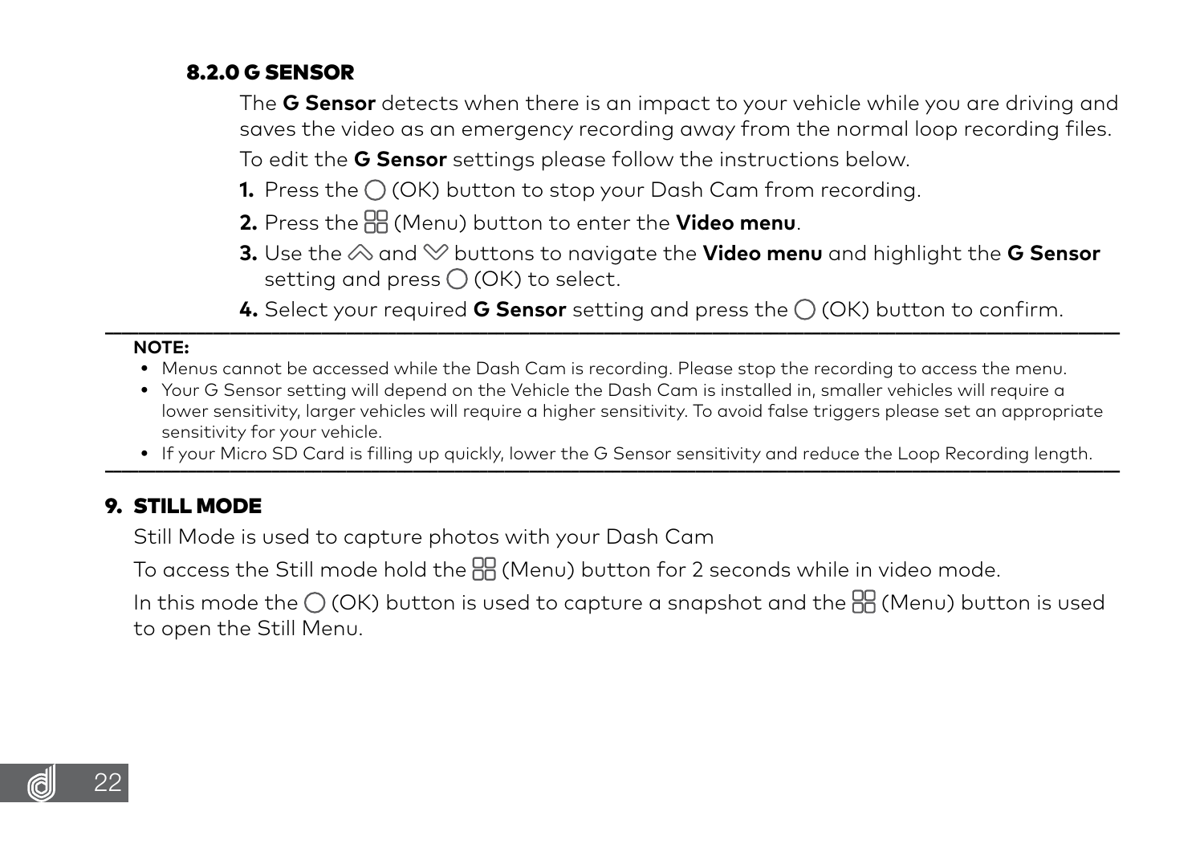### 8.2.0 G SENSOR

The **G Sensor** detects when there is an impact to your vehicle while you are driving and saves the video as an emergency recording away from the normal loop recording files.

To edit the **G Sensor** settings please follow the instructions below.

**1.** Press the ◯ (OK) button to stop your Dash Cam from recording.

**2.** Press the (Menu) button to enter the **Video menu**.

**3.** Use the and buttons to navigate the **Video menu** and highlight the **G Sensor** setting and press ◯ (OK) to select.

**4.** Select your required **G Sensor** setting and press the ◯ (OK) button to confirm.

---

**NOTE:**

- Menus cannot be accessed while the Dash Cam is recording. Please stop the recording to access the menu.
- Your G Sensor setting will depend on the Vehicle the Dash Cam is installed in, smaller vehicles will require a lower sensitivity, larger vehicles will require a higher sensitivity. To avoid false triggers please set an appropriate sensitivity for your vehicle.
- If your Micro SD Card is filling up quickly, lower the G Sensor sensitivity and reduce the Loop Recording length.

---

## 9. STILL MODE

Still Mode is used to capture photos with your Dash Cam

To access the Still mode hold the (Menu) button for 2 seconds while in video mode.

In this mode the ◯ (OK) button is used to capture a snapshot and the (Menu) button is used to open the Still Menu.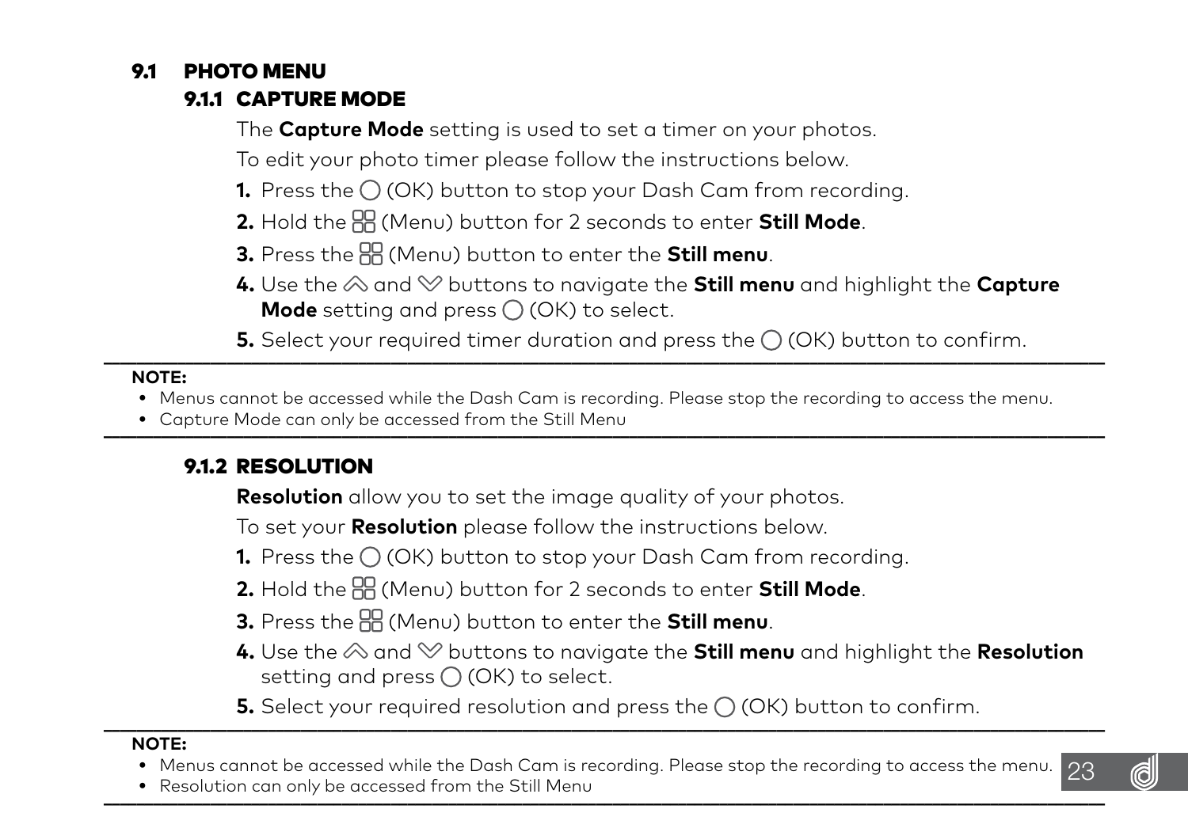## 9.1 PHOTO MENU

### 9.1.1 CAPTURE MODE

The **Capture Mode** setting is used to set a timer on your photos.

To edit your photo timer please follow the instructions below.

1. Press the ○ (OK) button to stop your Dash Cam from recording.
2. Hold the (Menu) button for 2 seconds to enter **Still Mode**.
3. Press the (Menu) button to enter the **Still menu**.
4. Use the and buttons to navigate the **Still menu** and highlight the **Capture Mode** setting and press ○ (OK) to select.
5. Select your required timer duration and press the ○ (OK) button to confirm.

---

**NOTE:**

- Menus cannot be accessed while the Dash Cam is recording. Please stop the recording to access the menu.
- Capture Mode can only be accessed from the Still Menu

---

### 9.1.2 RESOLUTION

**Resolution** allow you to set the image quality of your photos.

To set your **Resolution** please follow the instructions below.

1. Press the ○ (OK) button to stop your Dash Cam from recording.
2. Hold the (Menu) button for 2 seconds to enter **Still Mode**.
3. Press the (Menu) button to enter the **Still menu**.
4. Use the and buttons to navigate the **Still menu** and highlight the **Resolution** setting and press ○ (OK) to select.
5. Select your required resolution and press the ○ (OK) button to confirm.

---

**NOTE:**

- Menus cannot be accessed while the Dash Cam is recording. Please stop the recording to access the menu.
- Resolution can only be accessed from the Still Menu

---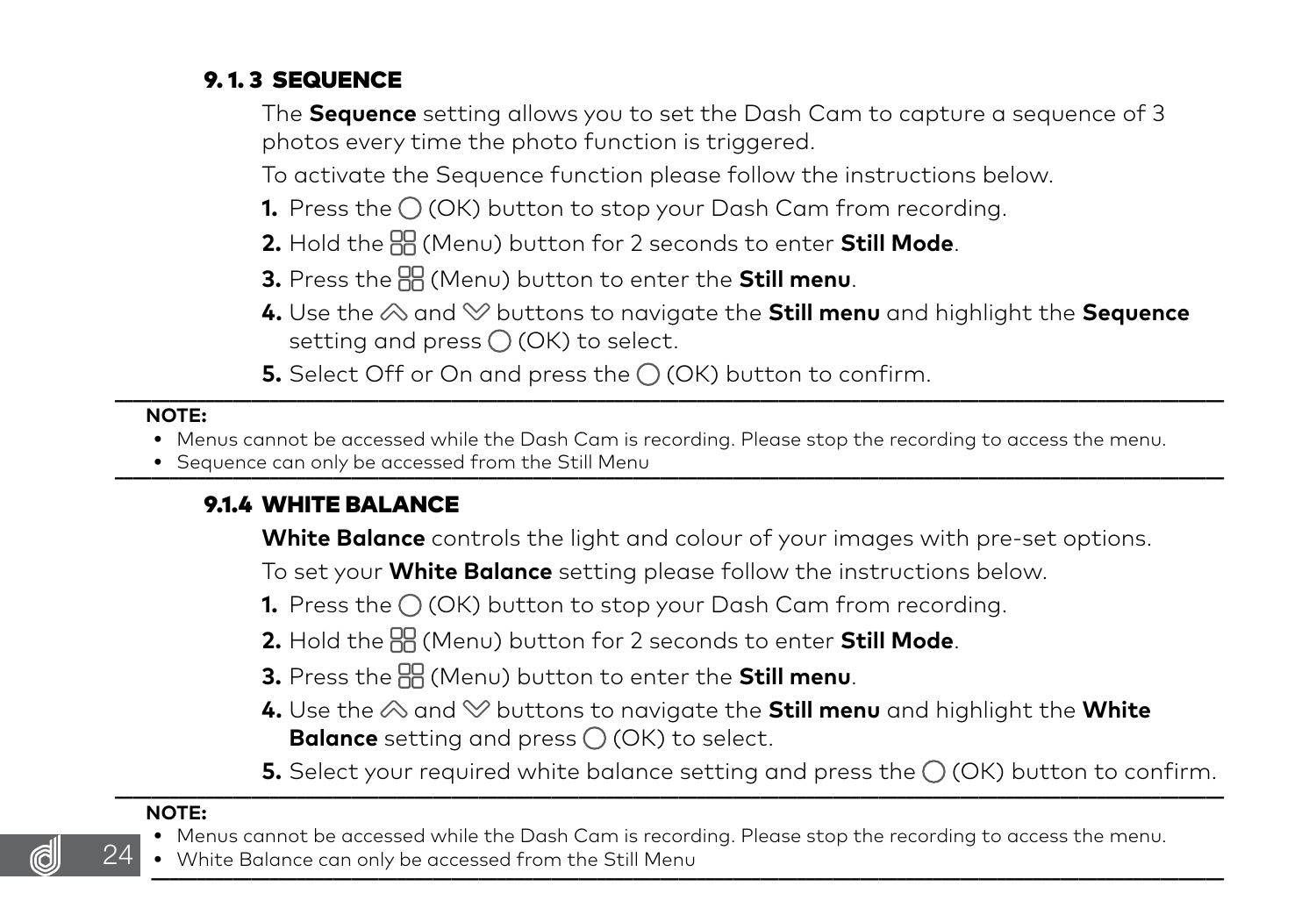### 9. 1. 3 SEQUENCE

The **Sequence** setting allows you to set the Dash Cam to capture a sequence of 3 photos every time the photo function is triggered.

To activate the Sequence function please follow the instructions below.

1. Press the ◯ (OK) button to stop your Dash Cam from recording.
2. Hold the ⊞ (Menu) button for 2 seconds to enter **Still Mode**.
3. Press the ⊞ (Menu) button to enter the **Still menu**.
4. Use the ︽ and ︾ buttons to navigate the **Still menu** and highlight the **Sequence** setting and press ◯ (OK) to select.
5. Select Off or On and press the ◯ (OK) button to confirm.

---

**NOTE:**

- Menus cannot be accessed while the Dash Cam is recording. Please stop the recording to access the menu.
- Sequence can only be accessed from the Still Menu

---

### 9.1.4 WHITE BALANCE

**White Balance** controls the light and colour of your images with pre-set options.

To set your **White Balance** setting please follow the instructions below.

1. Press the ◯ (OK) button to stop your Dash Cam from recording.
2. Hold the ⊞ (Menu) button for 2 seconds to enter **Still Mode**.
3. Press the ⊞ (Menu) button to enter the **Still menu**.
4. Use the ︽ and ︾ buttons to navigate the **Still menu** and highlight the **White Balance** setting and press ◯ (OK) to select.
5. Select your required white balance setting and press the ◯ (OK) button to confirm.

---

**NOTE:**

- Menus cannot be accessed while the Dash Cam is recording. Please stop the recording to access the menu.
- White Balance can only be accessed from the Still Menu

---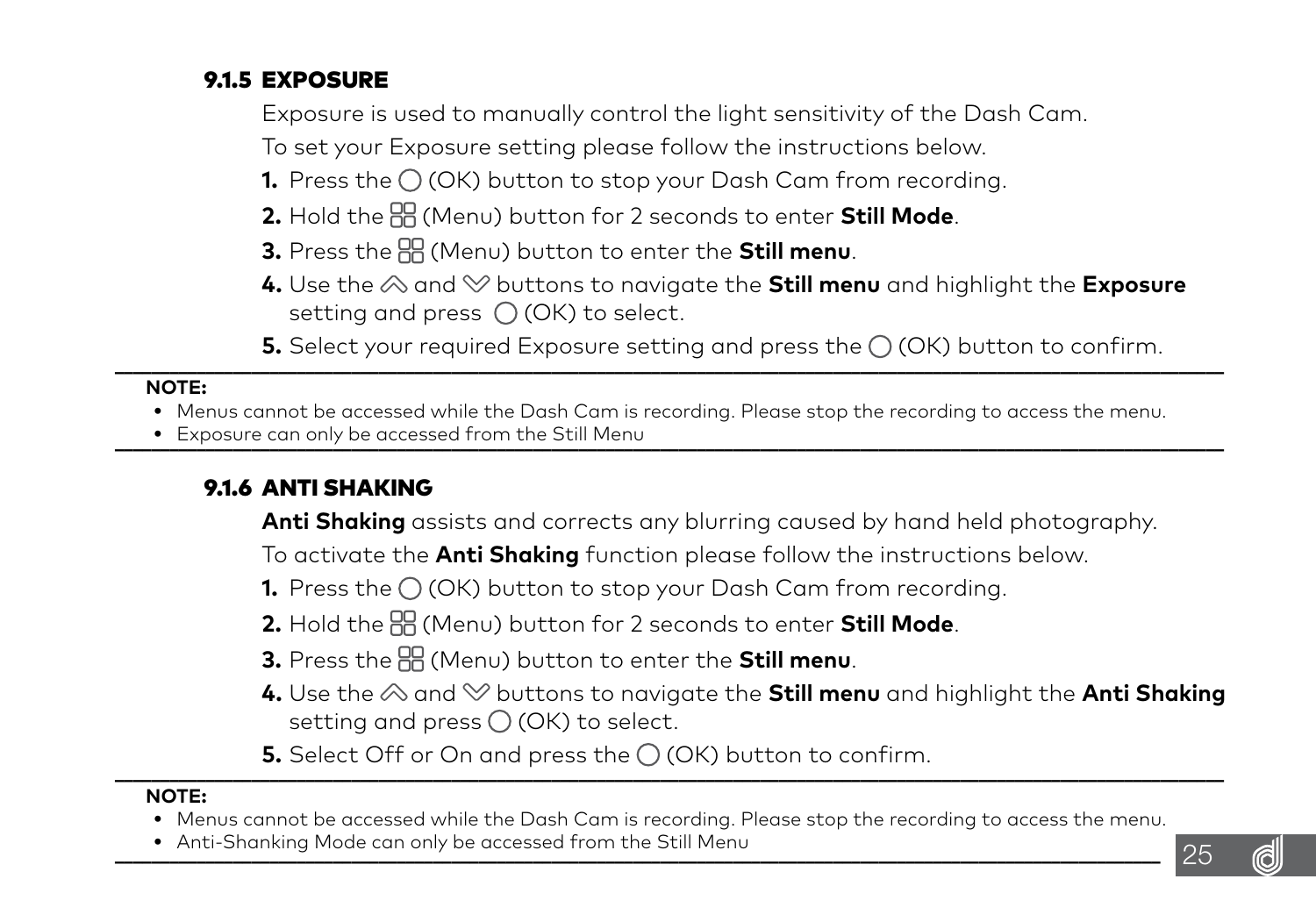### 9.1.5 EXPOSURE

Exposure is used to manually control the light sensitivity of the Dash Cam.

To set your Exposure setting please follow the instructions below.

1. Press the ◯ (OK) button to stop your Dash Cam from recording.
2. Hold the (Menu) button for 2 seconds to enter **Still Mode**.
3. Press the (Menu) button to enter the **Still menu**.
4. Use the and buttons to navigate the **Still menu** and highlight the **Exposure** setting and press ◯ (OK) to select.
5. Select your required Exposure setting and press the ◯ (OK) button to confirm.

---

**NOTE:**

- Menus cannot be accessed while the Dash Cam is recording. Please stop the recording to access the menu.
- Exposure can only be accessed from the Still Menu

---

### 9.1.6 ANTI SHAKING

**Anti Shaking** assists and corrects any blurring caused by hand held photography.

To activate the **Anti Shaking** function please follow the instructions below.

1. Press the ◯ (OK) button to stop your Dash Cam from recording.
2. Hold the (Menu) button for 2 seconds to enter **Still Mode**.
3. Press the (Menu) button to enter the **Still menu**.
4. Use the and buttons to navigate the **Still menu** and highlight the **Anti Shaking** setting and press ◯ (OK) to select.
5. Select Off or On and press the ◯ (OK) button to confirm.

---

**NOTE:**

- Menus cannot be accessed while the Dash Cam is recording. Please stop the recording to access the menu.
- Anti-Shanking Mode can only be accessed from the Still Menu

---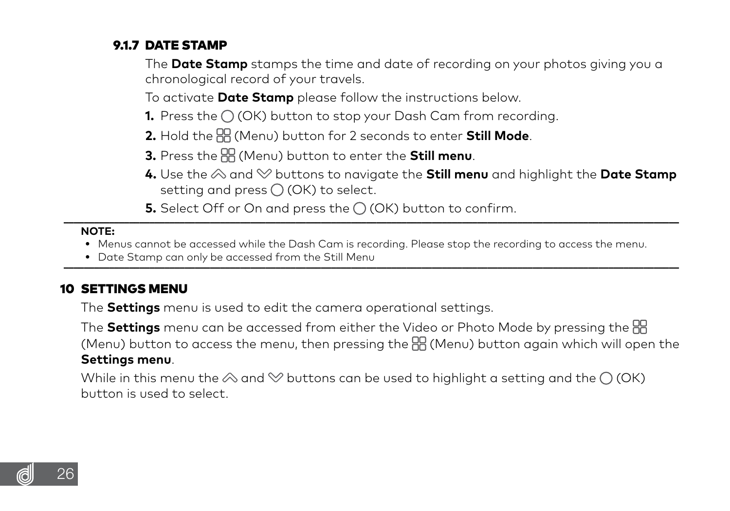### 9.1.7 DATE STAMP

The **Date Stamp** stamps the time and date of recording on your photos giving you a chronological record of your travels.

To activate **Date Stamp** please follow the instructions below.

1. Press the ◯ (OK) button to stop your Dash Cam from recording.
2. Hold the ⊞ (Menu) button for 2 seconds to enter **Still Mode**.
3. Press the ⊞ (Menu) button to enter the **Still menu**.
4. Use the ︽ and ︾ buttons to navigate the **Still menu** and highlight the **Date Stamp** setting and press ◯ (OK) to select.
5. Select Off or On and press the ◯ (OK) button to confirm.

---

**NOTE:**

- Menus cannot be accessed while the Dash Cam is recording. Please stop the recording to access the menu.
- Date Stamp can only be accessed from the Still Menu

---

## 10 SETTINGS MENU

The **Settings** menu is used to edit the camera operational settings.

The **Settings** menu can be accessed from either the Video or Photo Mode by pressing the ⊞ (Menu) button to access the menu, then pressing the ⊞ (Menu) button again which will open the **Settings menu**.

While in this menu the ︽ and ︾ buttons can be used to highlight a setting and the ◯ (OK) button is used to select.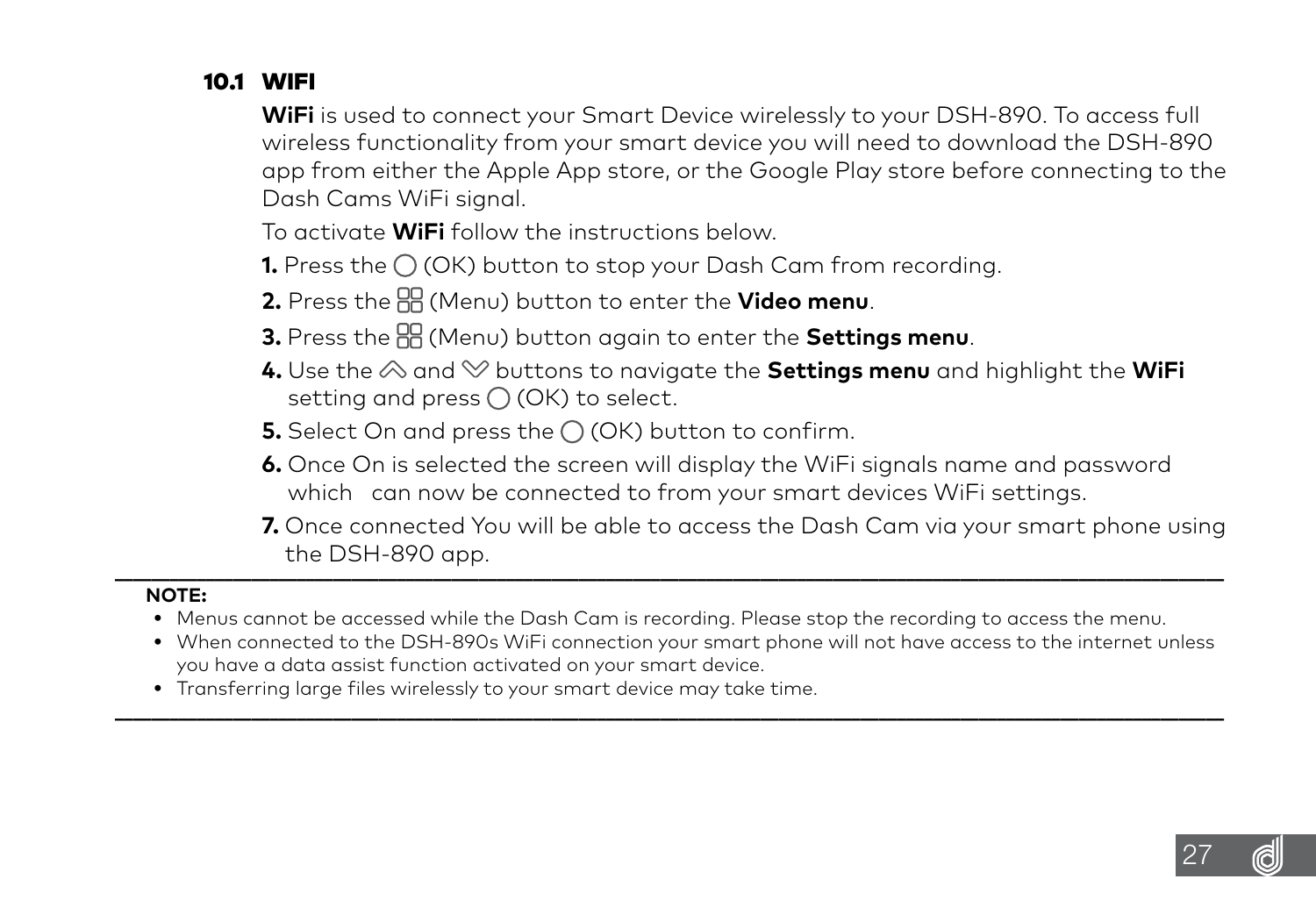## 10.1 WIFI

**WiFi** is used to connect your Smart Device wirelessly to your DSH-890. To access full wireless functionality from your smart device you will need to download the DSH-890 app from either the Apple App store, or the Google Play store before connecting to the Dash Cams WiFi signal.

To activate **WiFi** follow the instructions below.

**1.** Press the ◯ (OK) button to stop your Dash Cam from recording.

**2.** Press the ⊞ (Menu) button to enter the **Video menu**.

**3.** Press the ⊞ (Menu) button again to enter the **Settings menu**.

**4.** Use the ︽ and ︾ buttons to navigate the **Settings menu** and highlight the **WiFi** setting and press ◯ (OK) to select.

**5.** Select On and press the ◯ (OK) button to confirm.

**6.** Once On is selected the screen will display the WiFi signals name and password which can now be connected to from your smart devices WiFi settings.

**7.** Once connected You will be able to access the Dash Cam via your smart phone using the DSH-890 app.

---

**NOTE:**

- Menus cannot be accessed while the Dash Cam is recording. Please stop the recording to access the menu.
- When connected to the DSH-890s WiFi connection your smart phone will not have access to the internet unless you have a data assist function activated on your smart device.
- Transferring large files wirelessly to your smart device may take time.

---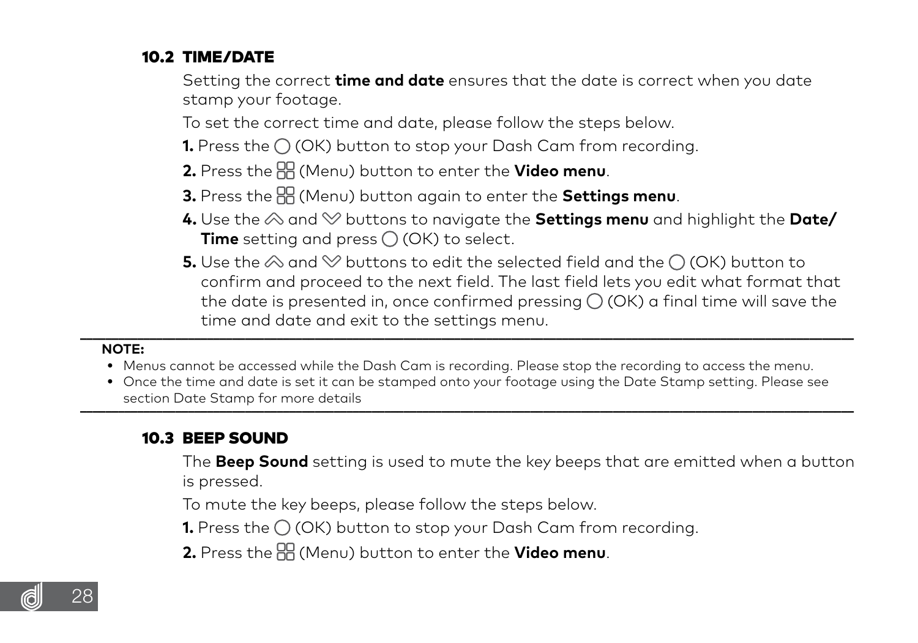## 10.2 TIME/DATE

Setting the correct **time and date** ensures that the date is correct when you date stamp your footage.

To set the correct time and date, please follow the steps below.

**1.** Press the ◯ (OK) button to stop your Dash Cam from recording.

**2.** Press the ⊞ (Menu) button to enter the **Video menu**.

**3.** Press the ⊞ (Menu) button again to enter the **Settings menu**.

**4.** Use the ︽ and ︾ buttons to navigate the **Settings menu** and highlight the **Date/ Time** setting and press ◯ (OK) to select.

**5.** Use the ︽ and ︾ buttons to edit the selected field and the ◯ (OK) button to confirm and proceed to the next field. The last field lets you edit what format that the date is presented in, once confirmed pressing ◯ (OK) a final time will save the time and date and exit to the settings menu.

---

**NOTE:**

- Menus cannot be accessed while the Dash Cam is recording. Please stop the recording to access the menu.
- Once the time and date is set it can be stamped onto your footage using the Date Stamp setting. Please see section Date Stamp for more details

---

## 10.3 BEEP SOUND

The **Beep Sound** setting is used to mute the key beeps that are emitted when a button is pressed.

To mute the key beeps, please follow the steps below.

**1.** Press the ◯ (OK) button to stop your Dash Cam from recording.

**2.** Press the ⊞ (Menu) button to enter the **Video menu**.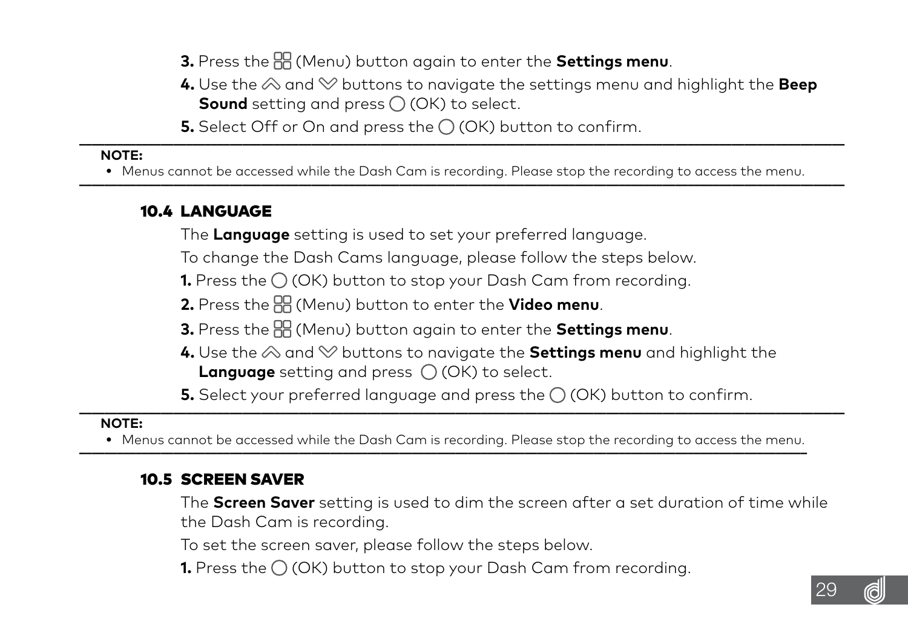3. Press the (Menu) button again to enter the **Settings menu**.
4. Use the and buttons to navigate the settings menu and highlight the **Beep Sound** setting and press (OK) to select.
5. Select Off or On and press the (OK) button to confirm.

---

**NOTE:**

- Menus cannot be accessed while the Dash Cam is recording. Please stop the recording to access the menu.

---

## 10.4 LANGUAGE

The **Language** setting is used to set your preferred language.

To change the Dash Cams language, please follow the steps below.

1. Press the (OK) button to stop your Dash Cam from recording.
2. Press the (Menu) button to enter the **Video menu**.
3. Press the (Menu) button again to enter the **Settings menu**.
4. Use the and buttons to navigate the **Settings menu** and highlight the **Language** setting and press (OK) to select.
5. Select your preferred language and press the (OK) button to confirm.

---

**NOTE:**

- Menus cannot be accessed while the Dash Cam is recording. Please stop the recording to access the menu.

---

## 10.5 SCREEN SAVER

The **Screen Saver** setting is used to dim the screen after a set duration of time while the Dash Cam is recording.

To set the screen saver, please follow the steps below.

1. Press the (OK) button to stop your Dash Cam from recording.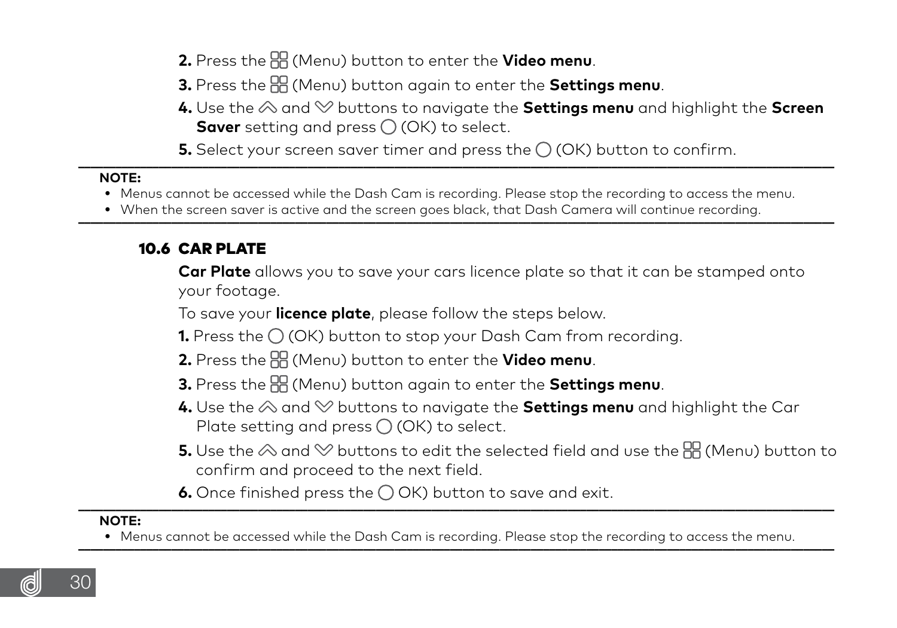2. Press the (Menu) button to enter the **Video menu**.

3. Press the (Menu) button again to enter the **Settings menu**.

4. Use the and buttons to navigate the **Settings menu** and highlight the **Screen Saver** setting and press (OK) to select.

5. Select your screen saver timer and press the (OK) button to confirm.

---

**NOTE:**

- Menus cannot be accessed while the Dash Cam is recording. Please stop the recording to access the menu.
- When the screen saver is active and the screen goes black, that Dash Camera will continue recording.

---

## 10.6 CAR PLATE

**Car Plate** allows you to save your cars licence plate so that it can be stamped onto your footage.

To save your **licence plate**, please follow the steps below.

1. Press the (OK) button to stop your Dash Cam from recording.

2. Press the (Menu) button to enter the **Video menu**.

3. Press the (Menu) button again to enter the **Settings menu**.

4. Use the and buttons to navigate the **Settings menu** and highlight the Car Plate setting and press (OK) to select.

5. Use the and buttons to edit the selected field and use the (Menu) button to confirm and proceed to the next field.

6. Once finished press the OK) button to save and exit.

---

**NOTE:**

- Menus cannot be accessed while the Dash Cam is recording. Please stop the recording to access the menu.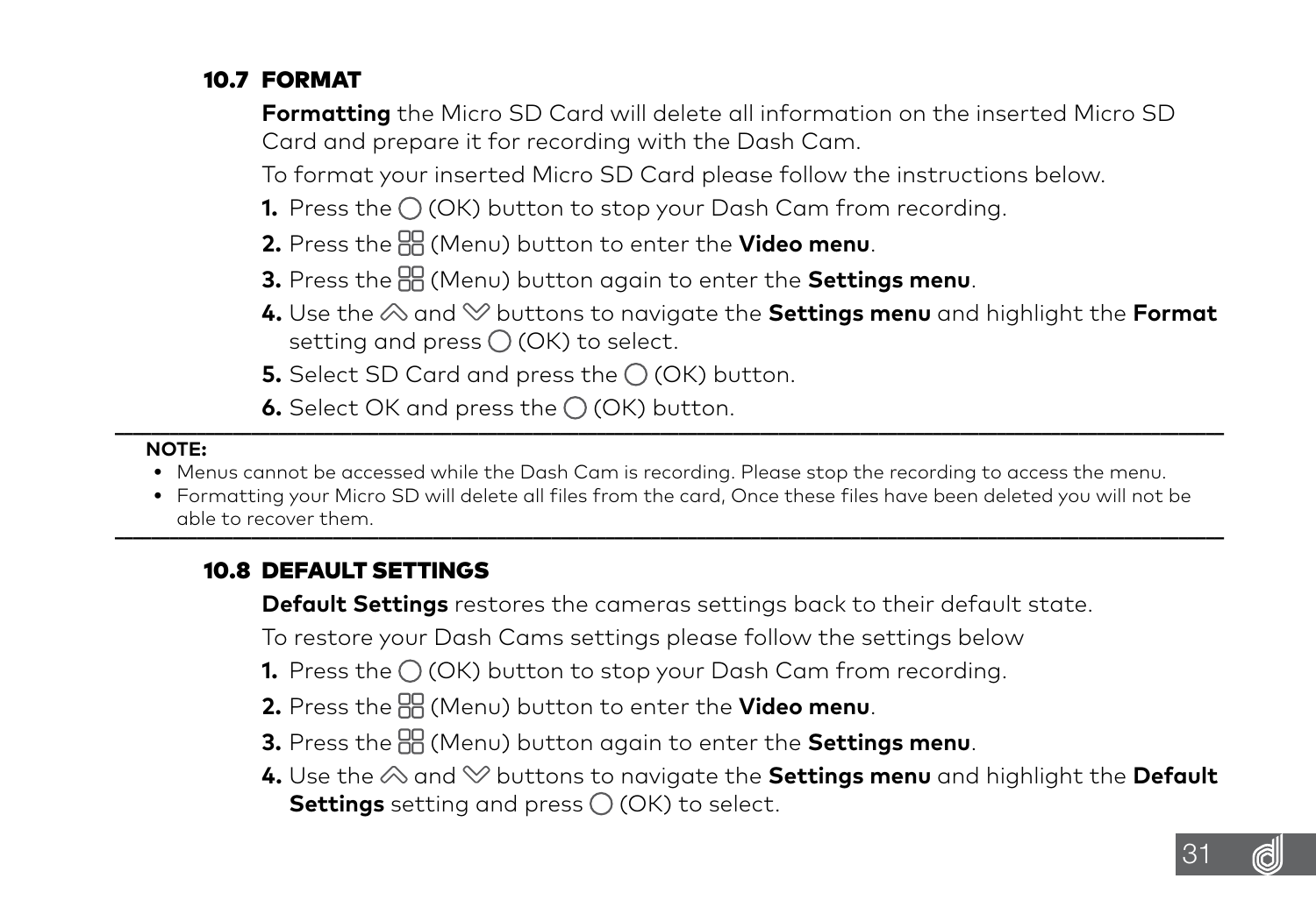## 10.7 FORMAT

**Formatting** the Micro SD Card will delete all information on the inserted Micro SD Card and prepare it for recording with the Dash Cam.

To format your inserted Micro SD Card please follow the instructions below.

1. Press the ◯ (OK) button to stop your Dash Cam from recording.
2. Press the 88 (Menu) button to enter the **Video menu**.
3. Press the 88 (Menu) button again to enter the **Settings menu**.
4. Use the ︽ and ︾ buttons to navigate the **Settings menu** and highlight the **Format** setting and press ◯ (OK) to select.
5. Select SD Card and press the ◯ (OK) button.
6. Select OK and press the ◯ (OK) button.

---

**NOTE:**

- Menus cannot be accessed while the Dash Cam is recording. Please stop the recording to access the menu.
- Formatting your Micro SD will delete all files from the card, Once these files have been deleted you will not be able to recover them.

---

## 10.8 DEFAULT SETTINGS

**Default Settings** restores the cameras settings back to their default state.

To restore your Dash Cams settings please follow the settings below

1. Press the ◯ (OK) button to stop your Dash Cam from recording.
2. Press the 88 (Menu) button to enter the **Video menu**.
3. Press the 88 (Menu) button again to enter the **Settings menu**.
4. Use the ︽ and ︾ buttons to navigate the **Settings menu** and highlight the **Default Settings** setting and press ◯ (OK) to select.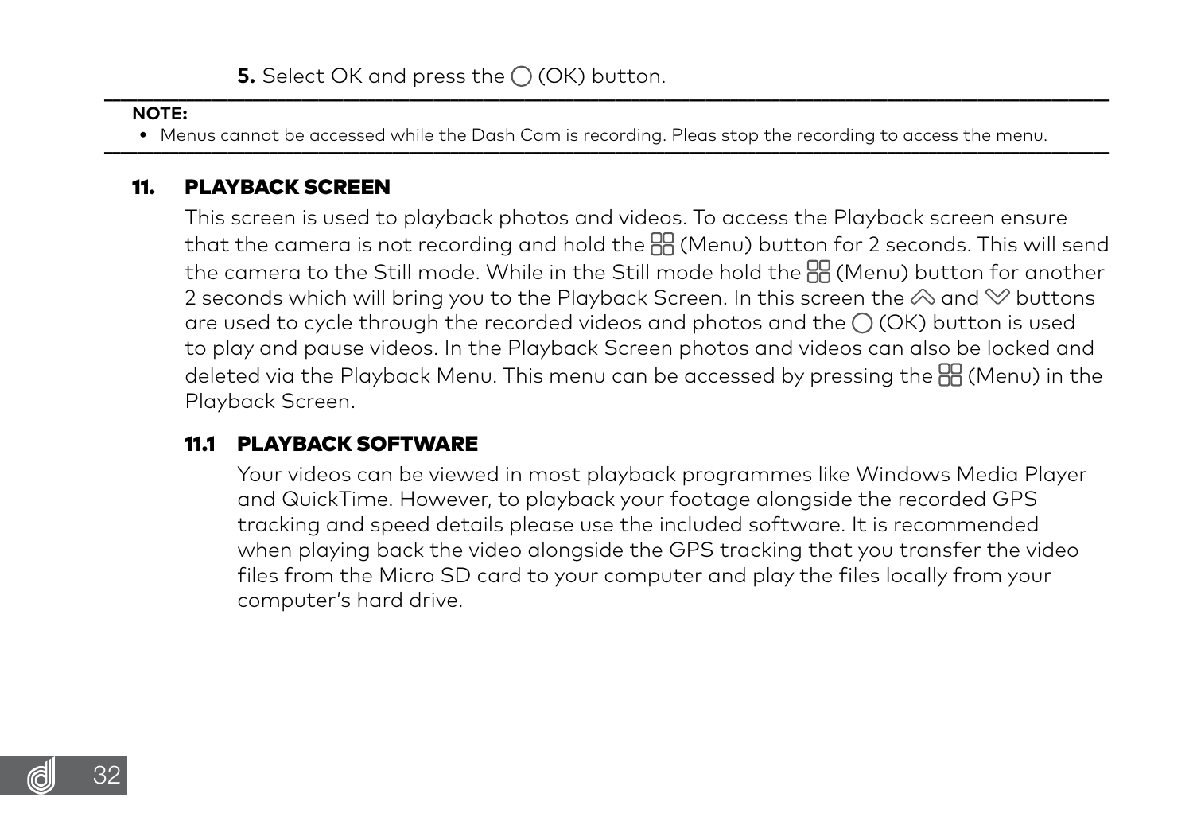**5.** Select OK and press the ◯ (OK) button.

---

**NOTE:**

- Menus cannot be accessed while the Dash Cam is recording. Pleas stop the recording to access the menu.

---

## 11. PLAYBACK SCREEN

This screen is used to playback photos and videos. To access the Playback screen ensure that the camera is not recording and hold the ⊞ (Menu) button for 2 seconds. This will send the camera to the Still mode. While in the Still mode hold the ⊞ (Menu) button for another 2 seconds which will bring you to the Playback Screen. In this screen the ︽ and ︾ buttons are used to cycle through the recorded videos and photos and the ◯ (OK) button is used to play and pause videos. In the Playback Screen photos and videos can also be locked and deleted via the Playback Menu. This menu can be accessed by pressing the ⊞ (Menu) in the Playback Screen.

### 11.1 PLAYBACK SOFTWARE

Your videos can be viewed in most playback programmes like Windows Media Player and QuickTime. However, to playback your footage alongside the recorded GPS tracking and speed details please use the included software. It is recommended when playing back the video alongside the GPS tracking that you transfer the video files from the Micro SD card to your computer and play the files locally from your computer's hard drive.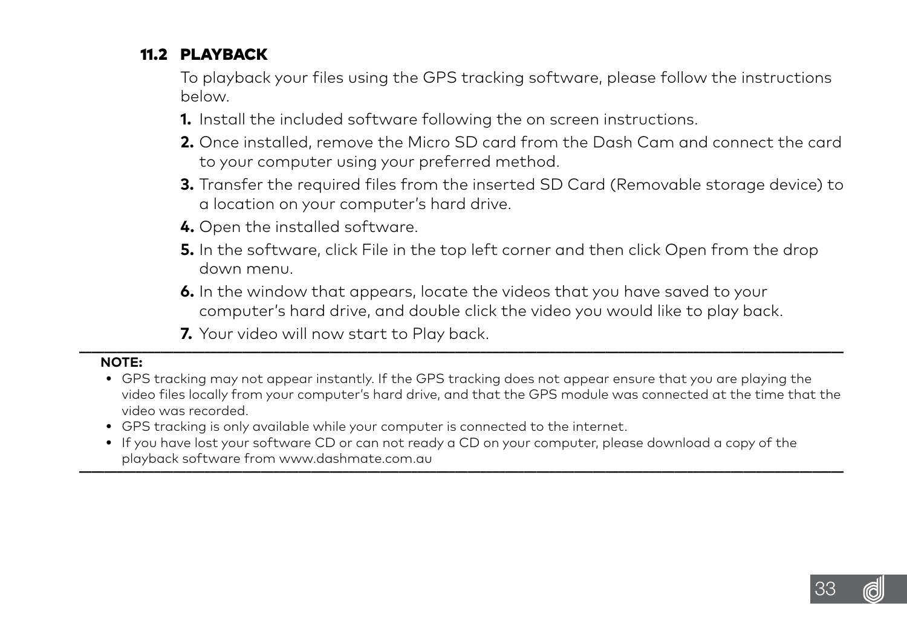## 11.2 PLAYBACK

To playback your files using the GPS tracking software, please follow the instructions below.

1. Install the included software following the on screen instructions.
2. Once installed, remove the Micro SD card from the Dash Cam and connect the card to your computer using your preferred method.
3. Transfer the required files from the inserted SD Card (Removable storage device) to a location on your computer's hard drive.
4. Open the installed software.
5. In the software, click File in the top left corner and then click Open from the drop down menu.
6. In the window that appears, locate the videos that you have saved to your computer's hard drive, and double click the video you would like to play back.
7. Your video will now start to Play back.

---

**NOTE:**

- GPS tracking may not appear instantly. If the GPS tracking does not appear ensure that you are playing the video files locally from your computer's hard drive, and that the GPS module was connected at the time that the video was recorded.
- GPS tracking is only available while your computer is connected to the internet.
- If you have lost your software CD or can not ready a CD on your computer, please download a copy of the playback software from www.dashmate.com.au

---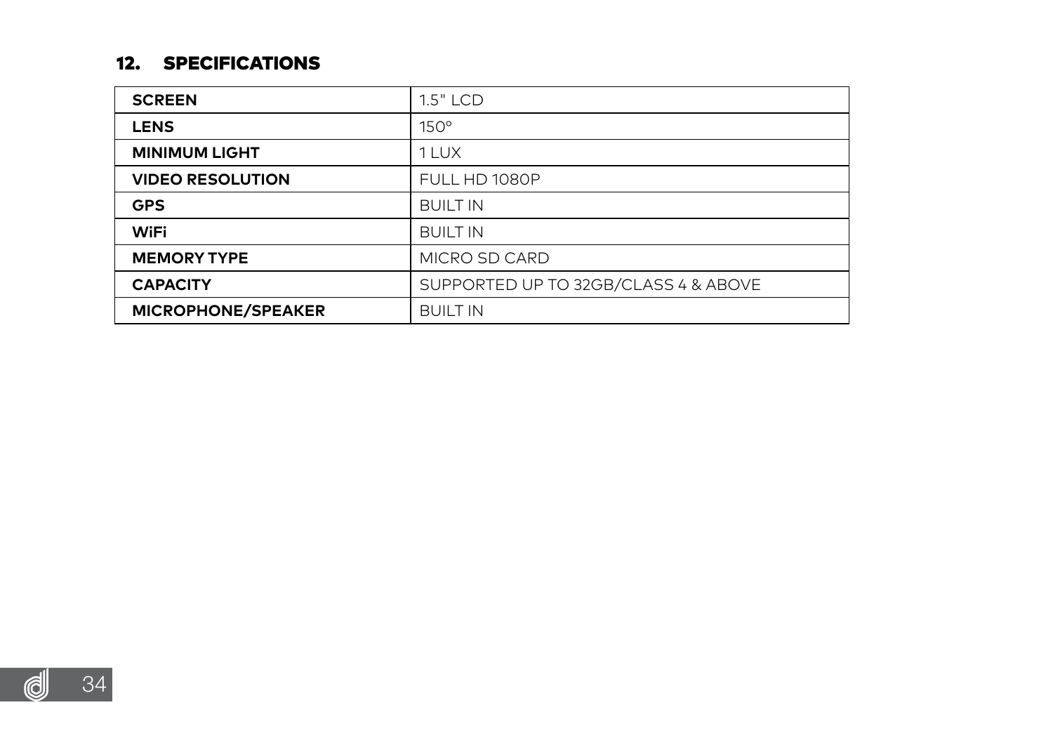## 12. SPECIFICATIONS

| | |
|---|---|
| **SCREEN** | 1.5" LCD |
| **LENS** | 150° |
| **MINIMUM LIGHT** | 1 LUX |
| **VIDEO RESOLUTION** | FULL HD 1080P |
| **GPS** | BUILT IN |
| **WiFi** | BUILT IN |
| **MEMORY TYPE** | MICRO SD CARD |
| **CAPACITY** | SUPPORTED UP TO 32GB/CLASS 4 & ABOVE |
| **MICROPHONE/SPEAKER** | BUILT IN |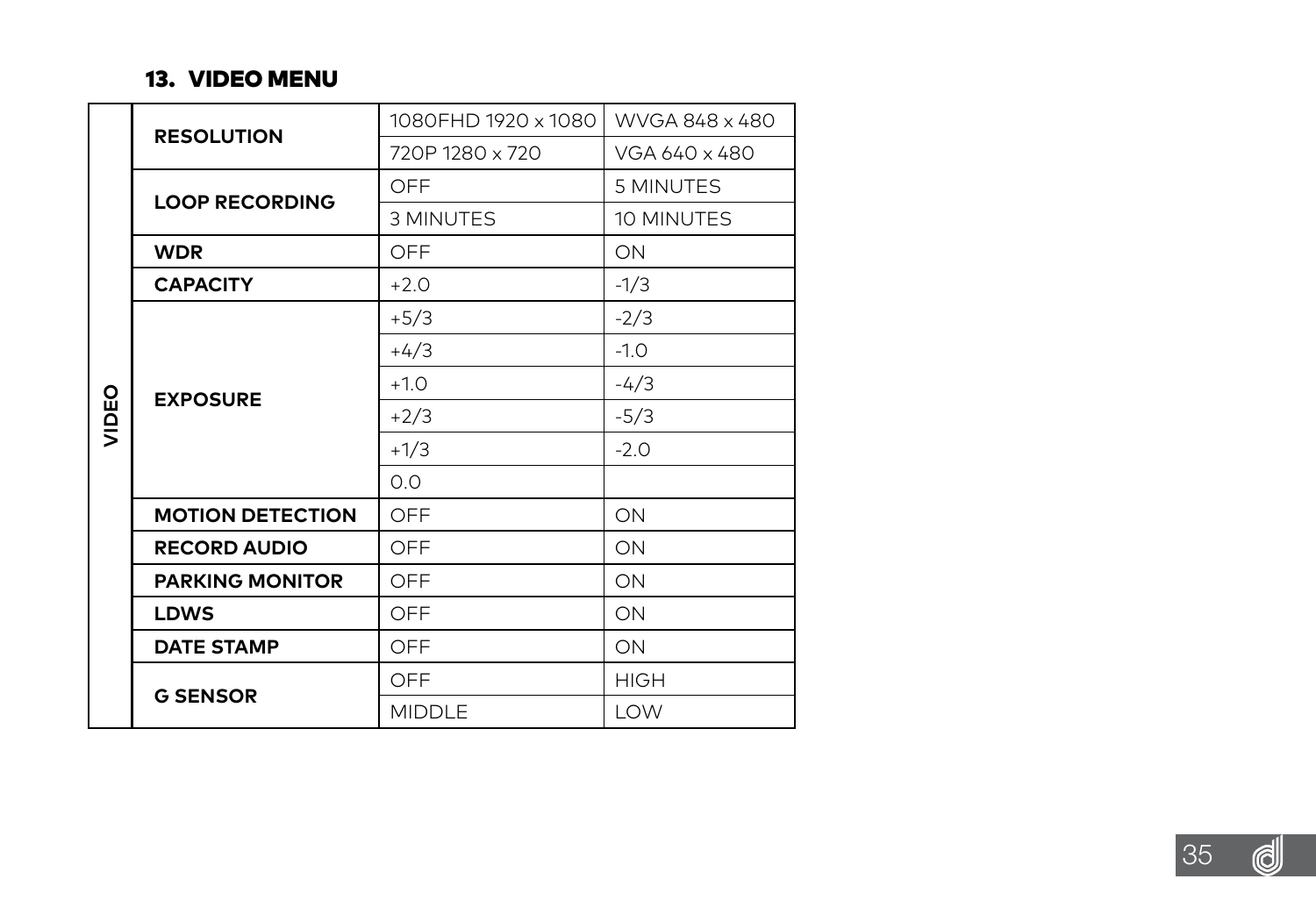### 13. VIDEO MENU

| | | | |
|---|---|---|---|
| VIDEO | **RESOLUTION** | 1080FHD 1920 x 1080 | WVGA 848 x 480 |
| | | 720P 1280 x 720 | VGA 640 x 480 |
| | **LOOP RECORDING** | OFF | 5 MINUTES |
| | | 3 MINUTES | 10 MINUTES |
| | **WDR** | OFF | ON |
| | **CAPACITY** | +2.0 | -1/3 |
| | **EXPOSURE** | +5/3 | -2/3 |
| | | +4/3 | -1.0 |
| | | +1.0 | -4/3 |
| | | +2/3 | -5/3 |
| | | +1/3 | -2.0 |
| | | 0.0 | |
| | **MOTION DETECTION** | OFF | ON |
| | **RECORD AUDIO** | OFF | ON |
| | **PARKING MONITOR** | OFF | ON |
| | **LDWS** | OFF | ON |
| | **DATE STAMP** | OFF | ON |
| | **G SENSOR** | OFF | HIGH |
| | | MIDDLE | LOW |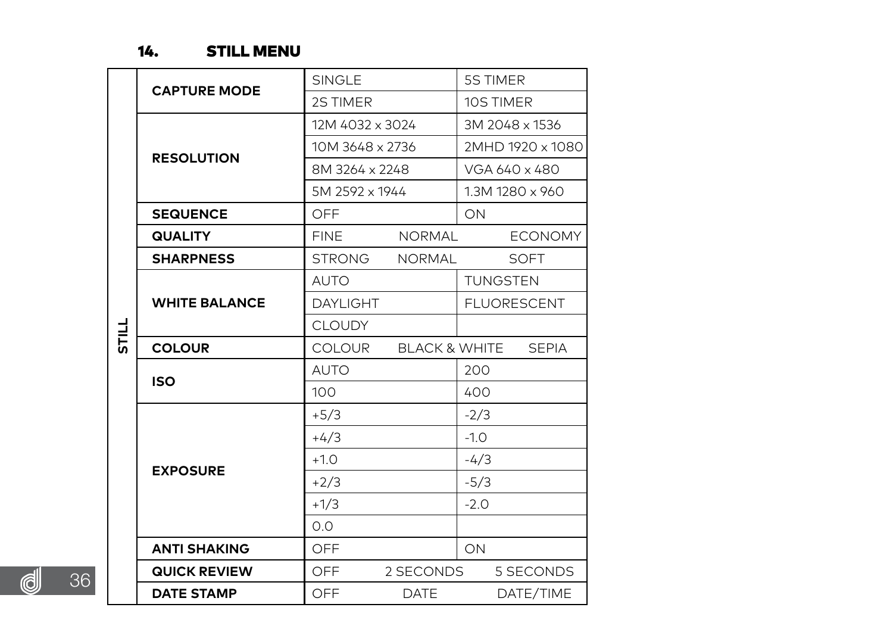## 14. STILL MENU

| | | | |
|---|---|---|---|
| STILL | CAPTURE MODE | SINGLE | 5S TIMER |
| | | 2S TIMER | 10S TIMER |
| | RESOLUTION | 12M 4032 x 3024 | 3M 2048 x 1536 |
| | | 10M 3648 x 2736 | 2MHD 1920 x 1080 |
| | | 8M 3264 x 2248 | VGA 640 x 480 |
| | | 5M 2592 x 1944 | 1.3M 1280 x 960 |
| | SEQUENCE | OFF | ON |
| | QUALITY | FINE NORMAL ECONOMY | |
| | SHARPNESS | STRONG NORMAL SOFT | |
| | WHITE BALANCE | AUTO | TUNGSTEN |
| | | DAYLIGHT | FLUORESCENT |
| | | CLOUDY | |
| | COLOUR | COLOUR BLACK & WHITE SEPIA | |
| | ISO | AUTO | 200 |
| | | 100 | 400 |
| | EXPOSURE | +5/3 | -2/3 |
| | | +4/3 | -1.0 |
| | | +1.0 | -4/3 |
| | | +2/3 | -5/3 |
| | | +1/3 | -2.0 |
| | | 0.0 | |
| | ANTI SHAKING | OFF | ON |
| | QUICK REVIEW | OFF 2 SECONDS 5 SECONDS | |
| | DATE STAMP | OFF DATE DATE/TIME | |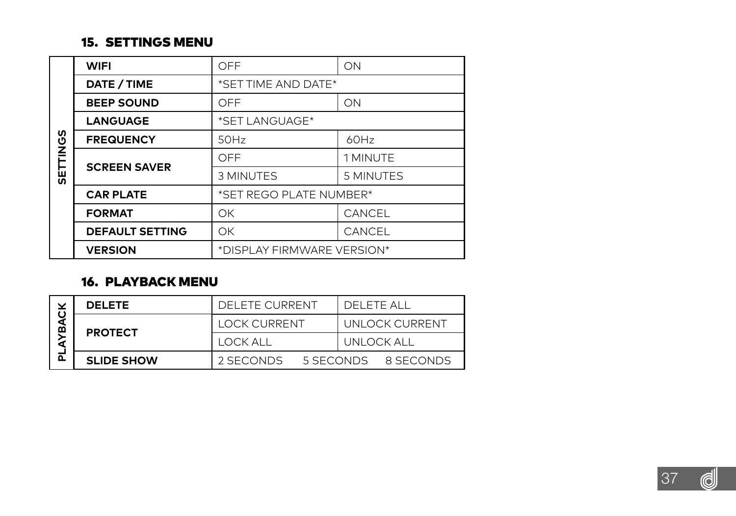## 15. SETTINGS MENU

| | | | |
|---|---|---|---|
| **SETTINGS** | **WIFI** | OFF | ON |
| | **DATE / TIME** | *SET TIME AND DATE* | |
| | **BEEP SOUND** | OFF | ON |
| | **LANGUAGE** | *SET LANGUAGE* | |
| | **FREQUENCY** | 50Hz | 60Hz |
| | **SCREEN SAVER** | OFF | 1 MINUTE |
| | | 3 MINUTES | 5 MINUTES |
| | **CAR PLATE** | *SET REGO PLATE NUMBER* | |
| | **FORMAT** | OK | CANCEL |
| | **DEFAULT SETTING** | OK | CANCEL |
| | **VERSION** | *DISPLAY FIRMWARE VERSION* | |

## 16. PLAYBACK MENU

| | | | |
|---|---|---|---|
| **PLAYBACK** | **DELETE** | DELETE CURRENT | DELETE ALL |
| | **PROTECT** | LOCK CURRENT | UNLOCK CURRENT |
| | | LOCK ALL | UNLOCK ALL |
| | **SLIDE SHOW** | 2 SECONDS 5 SECONDS 8 SECONDS | |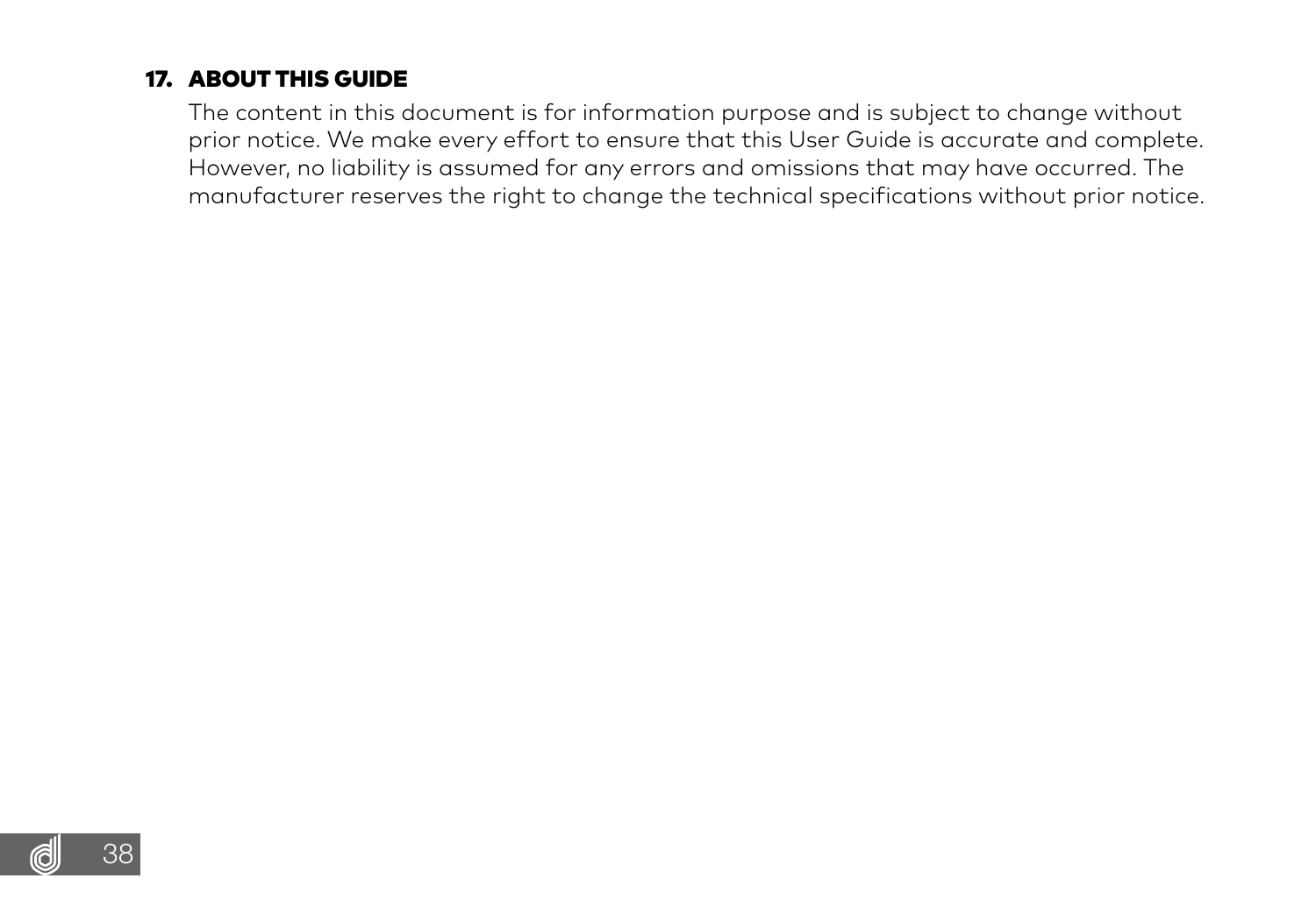## 17. ABOUT THIS GUIDE

The content in this document is for information purpose and is subject to change without prior notice. We make every effort to ensure that this User Guide is accurate and complete. However, no liability is assumed for any errors and omissions that may have occurred. The manufacturer reserves the right to change the technical specifications without prior notice.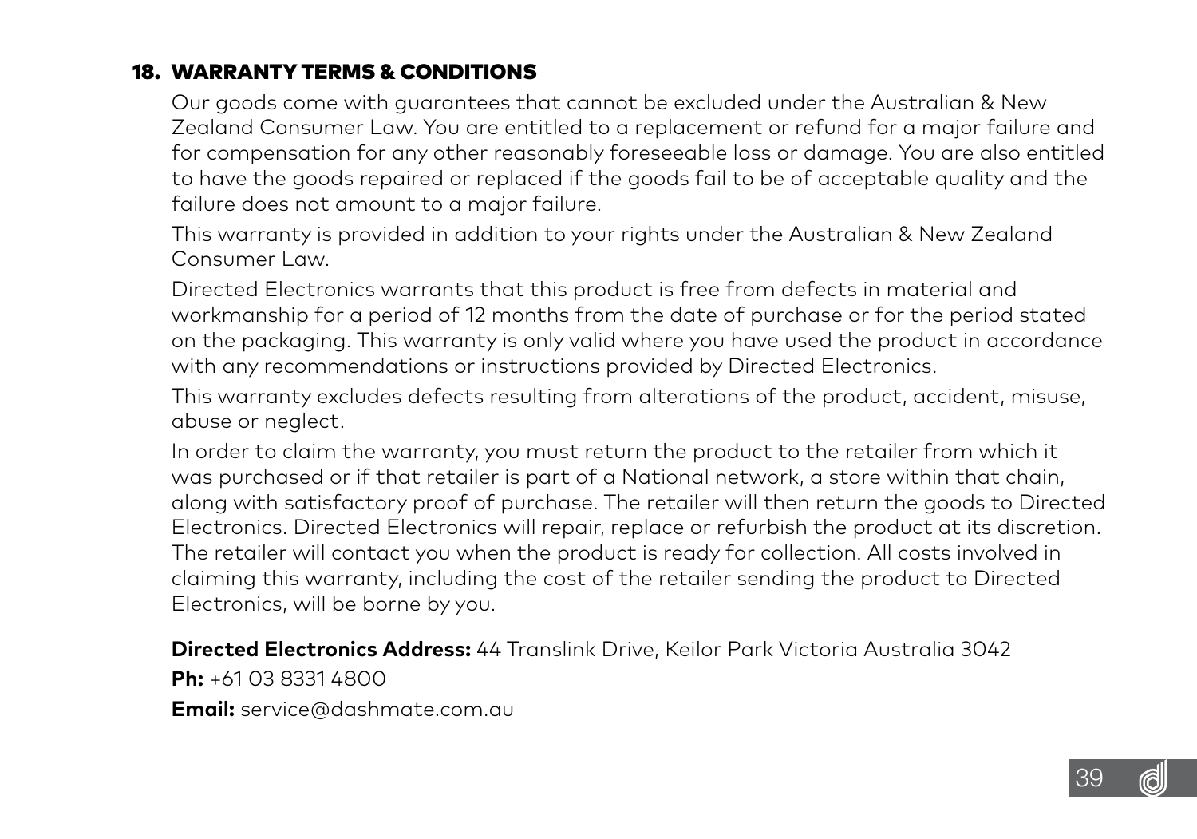## 18. WARRANTY TERMS & CONDITIONS

Our goods come with guarantees that cannot be excluded under the Australian & New Zealand Consumer Law. You are entitled to a replacement or refund for a major failure and for compensation for any other reasonably foreseeable loss or damage. You are also entitled to have the goods repaired or replaced if the goods fail to be of acceptable quality and the failure does not amount to a major failure.

This warranty is provided in addition to your rights under the Australian & New Zealand Consumer Law.

Directed Electronics warrants that this product is free from defects in material and workmanship for a period of 12 months from the date of purchase or for the period stated on the packaging. This warranty is only valid where you have used the product in accordance with any recommendations or instructions provided by Directed Electronics.

This warranty excludes defects resulting from alterations of the product, accident, misuse, abuse or neglect.

In order to claim the warranty, you must return the product to the retailer from which it was purchased or if that retailer is part of a National network, a store within that chain, along with satisfactory proof of purchase. The retailer will then return the goods to Directed Electronics. Directed Electronics will repair, replace or refurbish the product at its discretion. The retailer will contact you when the product is ready for collection. All costs involved in claiming this warranty, including the cost of the retailer sending the product to Directed Electronics, will be borne by you.

**Directed Electronics Address:** 44 Translink Drive, Keilor Park Victoria Australia 3042

**Ph:** +61 03 8331 4800

**Email:** service@dashmate.com.au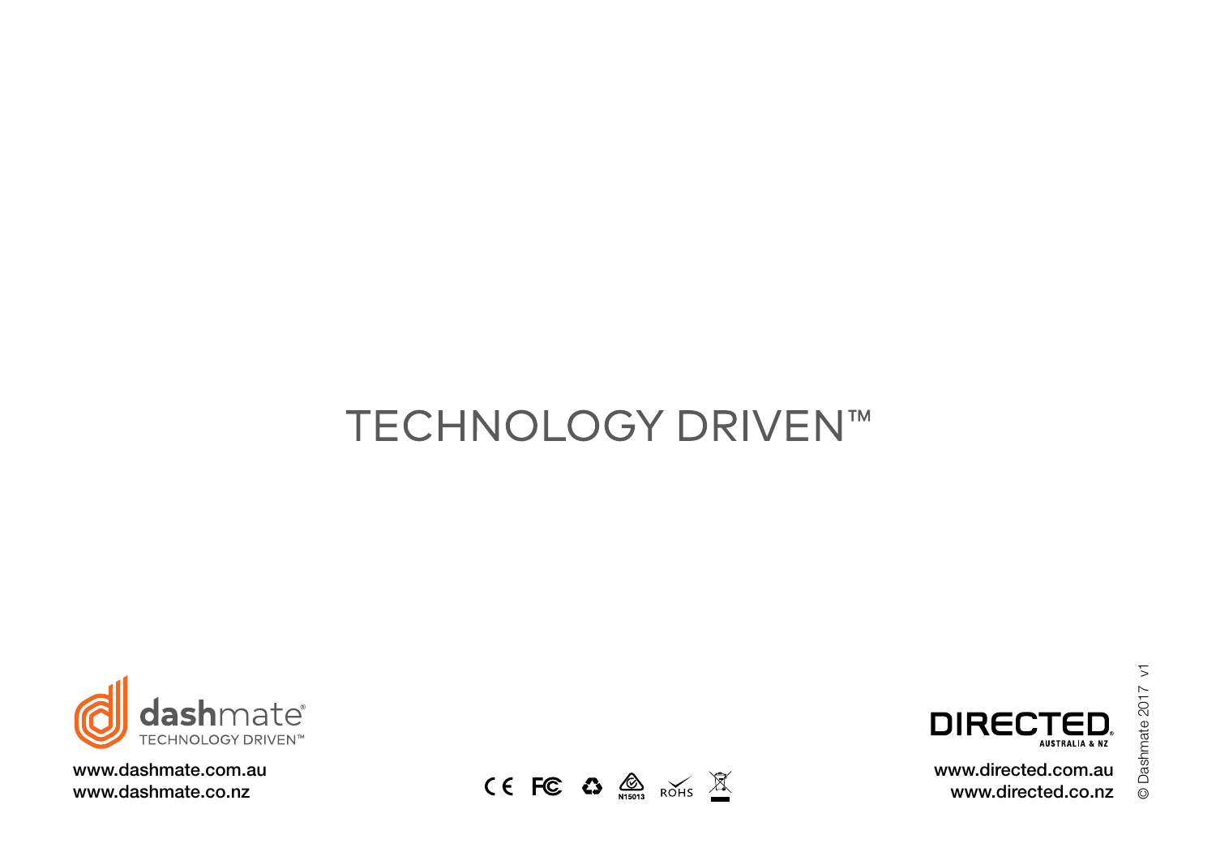TECHNOLOGY DRIVEN™

dashmate®
TECHNOLOGY DRIVEN™

www.dashmate.com.au
www.dashmate.co.nz

N15013 ROHS

DIRECTED.
AUSTRALIA & NZ

www.directed.com.au
www.directed.co.nz

© Dashmate 2017 v1